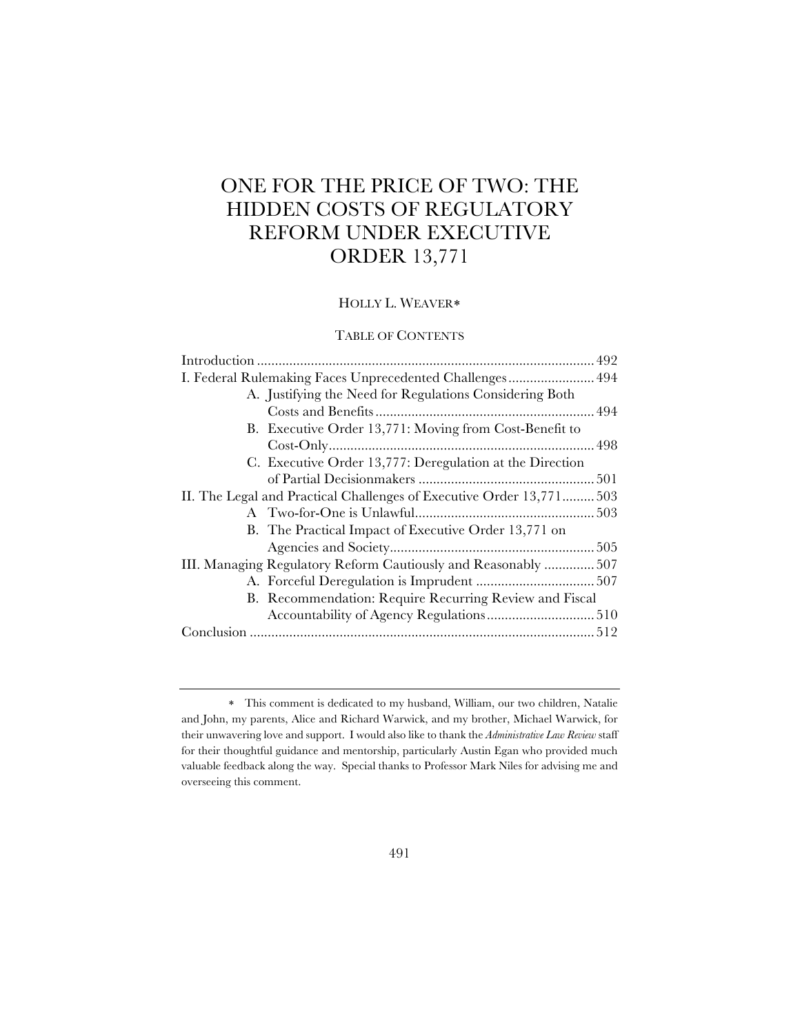# ONE FOR THE PRICE OF TWO: THE HIDDEN COSTS OF REGULATORY REFORM UNDER EXECUTIVE ORDER 13,771

HOLLY L. WEAVER*

TABLE OF CONTENTS

Introduction .......... 492
I. Federal Rulemaking Faces Unprecedented Challenges .......... 494
  A. Justifying the Need for Regulations Considering Both Costs and Benefits .......... 494
  B. Executive Order 13,771: Moving from Cost-Benefit to Cost-Only .......... 498
  C. Executive Order 13,777: Deregulation at the Direction of Partial Decisionmakers .......... 501
II. The Legal and Practical Challenges of Executive Order 13,771 .......... 503
  A Two-for-One is Unlawful .......... 503
  B. The Practical Impact of Executive Order 13,771 on Agencies and Society .......... 505
III. Managing Regulatory Reform Cautiously and Reasonably .......... 507
  A. Forceful Deregulation is Imprudent .......... 507
  B. Recommendation: Require Recurring Review and Fiscal Accountability of Agency Regulations .......... 510
Conclusion .......... 512

---

\* This comment is dedicated to my husband, William, our two children, Natalie and John, my parents, Alice and Richard Warwick, and my brother, Michael Warwick, for their unwavering love and support. I would also like to thank the *Administrative Law Review* staff for their thoughtful guidance and mentorship, particularly Austin Egan who provided much valuable feedback along the way. Special thanks to Professor Mark Niles for advising me and overseeing this comment.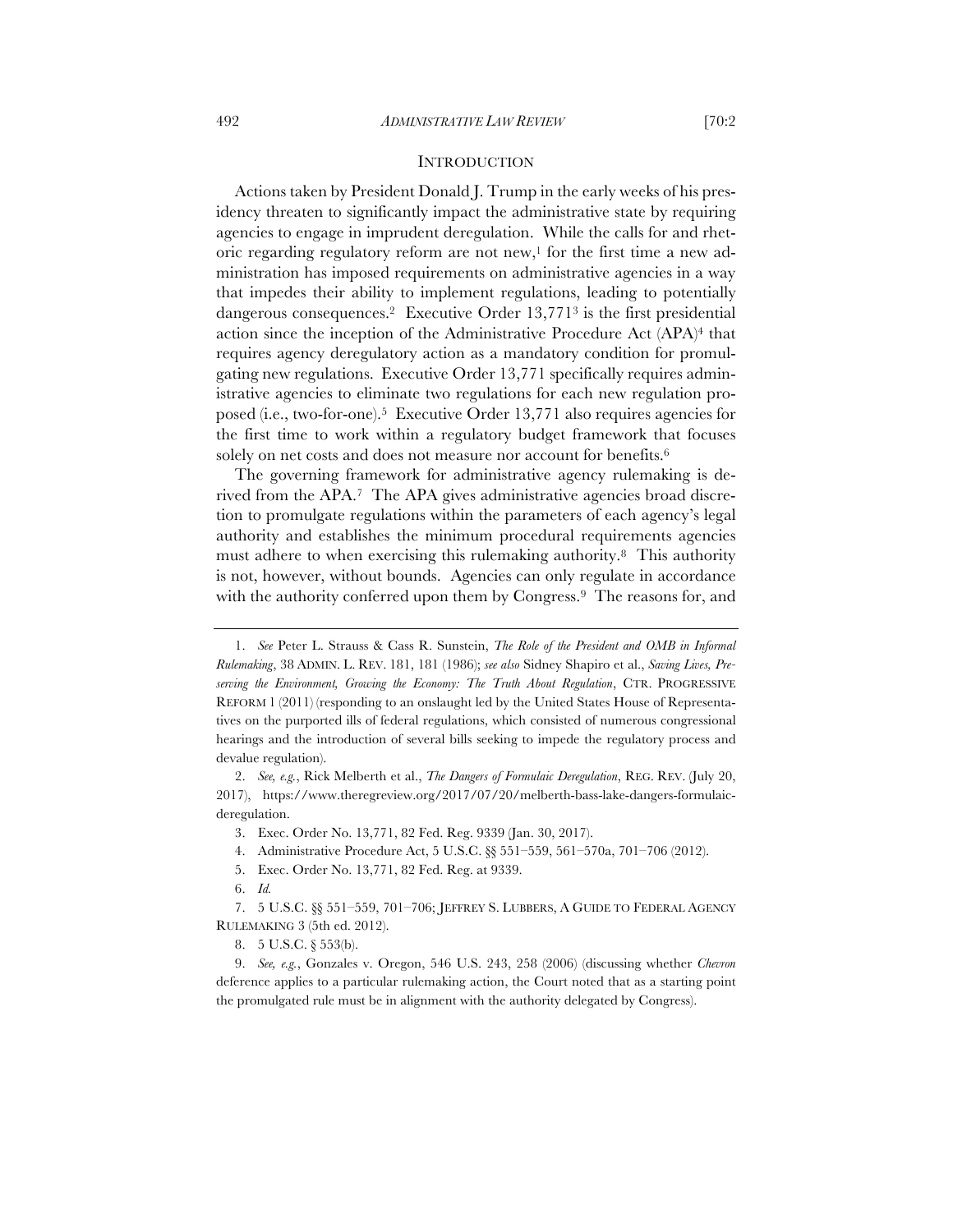## INTRODUCTION

Actions taken by President Donald J. Trump in the early weeks of his presidency threaten to significantly impact the administrative state by requiring agencies to engage in imprudent deregulation. While the calls for and rhetoric regarding regulatory reform are not new,[1] for the first time a new administration has imposed requirements on administrative agencies in a way that impedes their ability to implement regulations, leading to potentially dangerous consequences.[2] Executive Order 13,771[3] is the first presidential action since the inception of the Administrative Procedure Act (APA)[4] that requires agency deregulatory action as a mandatory condition for promulgating new regulations. Executive Order 13,771 specifically requires administrative agencies to eliminate two regulations for each new regulation proposed (i.e., two-for-one).[5] Executive Order 13,771 also requires agencies for the first time to work within a regulatory budget framework that focuses solely on net costs and does not measure nor account for benefits.[6]

The governing framework for administrative agency rulemaking is derived from the APA.[7] The APA gives administrative agencies broad discretion to promulgate regulations within the parameters of each agency's legal authority and establishes the minimum procedural requirements agencies must adhere to when exercising this rulemaking authority.[8] This authority is not, however, without bounds. Agencies can only regulate in accordance with the authority conferred upon them by Congress.[9] The reasons for, and

---

1. *See* Peter L. Strauss & Cass R. Sunstein, *The Role of the President and OMB in Informal Rulemaking*, 38 ADMIN. L. REV. 181, 181 (1986); *see also* Sidney Shapiro et al., *Saving Lives, Preserving the Environment, Growing the Economy: The Truth About Regulation*, CTR. PROGRESSIVE REFORM 1 (2011) (responding to an onslaught led by the United States House of Representatives on the purported ills of federal regulations, which consisted of numerous congressional hearings and the introduction of several bills seeking to impede the regulatory process and devalue regulation).

2. *See, e.g.*, Rick Melberth et al., *The Dangers of Formulaic Deregulation*, REG. REV. (July 20, 2017), https://www.theregreview.org/2017/07/20/melberth-bass-lake-dangers-formulaic-deregulation.

3. Exec. Order No. 13,771, 82 Fed. Reg. 9339 (Jan. 30, 2017).

4. Administrative Procedure Act, 5 U.S.C. §§ 551–559, 561–570a, 701–706 (2012).

5. Exec. Order No. 13,771, 82 Fed. Reg. at 9339.

6. *Id.*

7. 5 U.S.C. §§ 551–559, 701–706; JEFFREY S. LUBBERS, A GUIDE TO FEDERAL AGENCY RULEMAKING 3 (5th ed. 2012).

8. 5 U.S.C. § 553(b).

9. *See, e.g.*, Gonzales v. Oregon, 546 U.S. 243, 258 (2006) (discussing whether *Chevron* deference applies to a particular rulemaking action, the Court noted that as a starting point the promulgated rule must be in alignment with the authority delegated by Congress).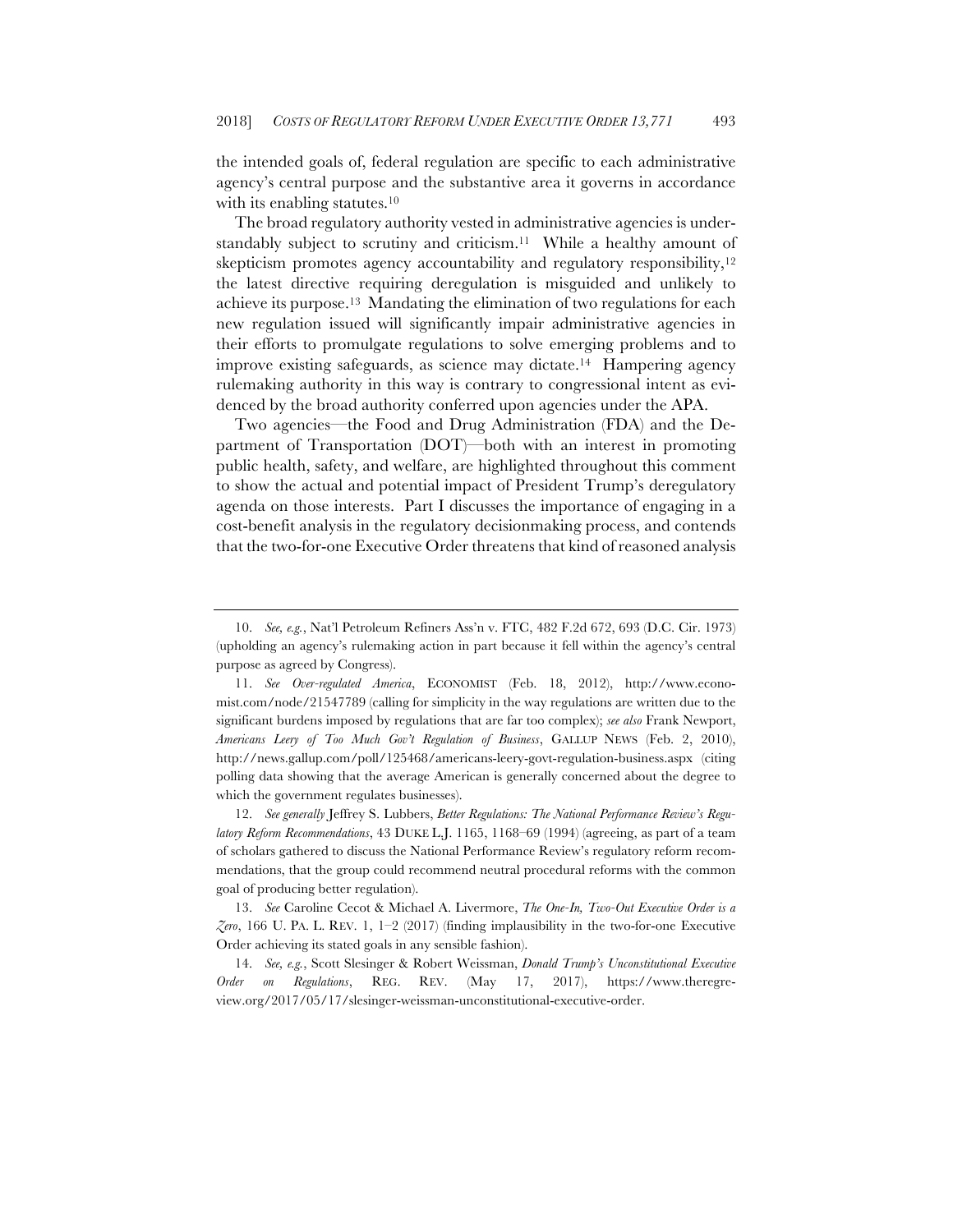the intended goals of, federal regulation are specific to each administrative agency's central purpose and the substantive area it governs in accordance with its enabling statutes.[10]

The broad regulatory authority vested in administrative agencies is understandably subject to scrutiny and criticism.[11] While a healthy amount of skepticism promotes agency accountability and regulatory responsibility,[12] the latest directive requiring deregulation is misguided and unlikely to achieve its purpose.[13] Mandating the elimination of two regulations for each new regulation issued will significantly impair administrative agencies in their efforts to promulgate regulations to solve emerging problems and to improve existing safeguards, as science may dictate.[14] Hampering agency rulemaking authority in this way is contrary to congressional intent as evidenced by the broad authority conferred upon agencies under the APA.

Two agencies—the Food and Drug Administration (FDA) and the Department of Transportation (DOT)—both with an interest in promoting public health, safety, and welfare, are highlighted throughout this comment to show the actual and potential impact of President Trump's deregulatory agenda on those interests. Part I discusses the importance of engaging in a cost-benefit analysis in the regulatory decisionmaking process, and contends that the two-for-one Executive Order threatens that kind of reasoned analysis

---

10. *See, e.g.*, Nat'l Petroleum Refiners Ass'n v. FTC, 482 F.2d 672, 693 (D.C. Cir. 1973) (upholding an agency's rulemaking action in part because it fell within the agency's central purpose as agreed by Congress).

11. *See Over-regulated America*, ECONOMIST (Feb. 18, 2012), http://www.economist.com/node/21547789 (calling for simplicity in the way regulations are written due to the significant burdens imposed by regulations that are far too complex); *see also* Frank Newport, *Americans Leery of Too Much Gov't Regulation of Business*, GALLUP NEWS (Feb. 2, 2010), http://news.gallup.com/poll/125468/americans-leery-govt-regulation-business.aspx (citing polling data showing that the average American is generally concerned about the degree to which the government regulates businesses).

12. *See generally* Jeffrey S. Lubbers, *Better Regulations: The National Performance Review's Regulatory Reform Recommendations*, 43 DUKE L.J. 1165, 1168–69 (1994) (agreeing, as part of a team of scholars gathered to discuss the National Performance Review's regulatory reform recommendations, that the group could recommend neutral procedural reforms with the common goal of producing better regulation).

13. *See* Caroline Cecot & Michael A. Livermore, *The One-In, Two-Out Executive Order is a Zero*, 166 U. PA. L. REV. 1, 1–2 (2017) (finding implausibility in the two-for-one Executive Order achieving its stated goals in any sensible fashion).

14. *See, e.g.*, Scott Slesinger & Robert Weissman, *Donald Trump's Unconstitutional Executive Order on Regulations*, REG. REV. (May 17, 2017), https://www.theregreview.org/2017/05/17/slesinger-weissman-unconstitutional-executive-order.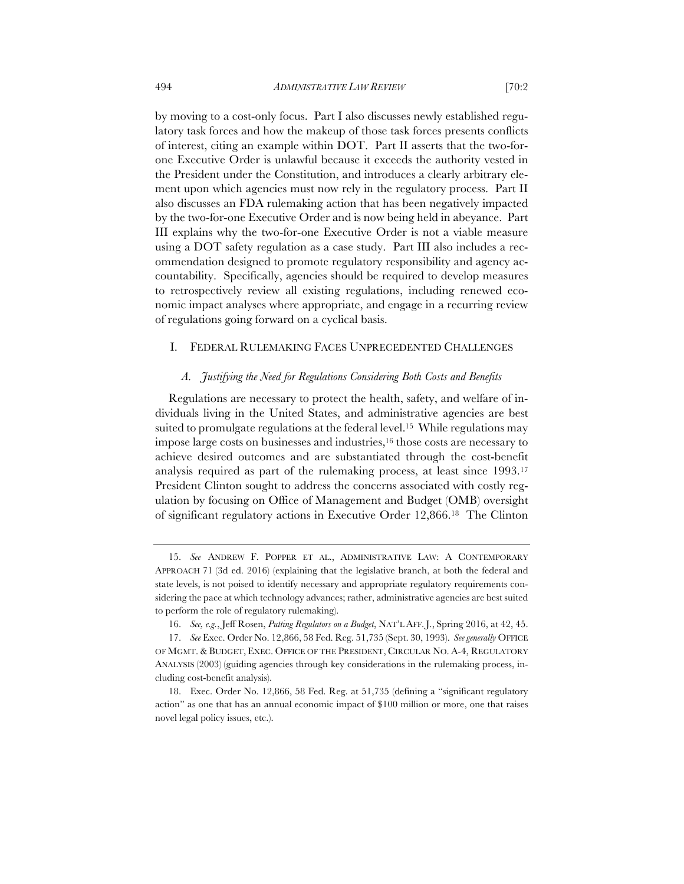by moving to a cost-only focus. Part I also discusses newly established regulatory task forces and how the makeup of those task forces presents conflicts of interest, citing an example within DOT. Part II asserts that the two-for-one Executive Order is unlawful because it exceeds the authority vested in the President under the Constitution, and introduces a clearly arbitrary element upon which agencies must now rely in the regulatory process. Part II also discusses an FDA rulemaking action that has been negatively impacted by the two-for-one Executive Order and is now being held in abeyance. Part III explains why the two-for-one Executive Order is not a viable measure using a DOT safety regulation as a case study. Part III also includes a recommendation designed to promote regulatory responsibility and agency accountability. Specifically, agencies should be required to develop measures to retrospectively review all existing regulations, including renewed economic impact analyses where appropriate, and engage in a recurring review of regulations going forward on a cyclical basis.

## I. FEDERAL RULEMAKING FACES UNPRECEDENTED CHALLENGES

### *A. Justifying the Need for Regulations Considering Both Costs and Benefits*

Regulations are necessary to protect the health, safety, and welfare of individuals living in the United States, and administrative agencies are best suited to promulgate regulations at the federal level.[15] While regulations may impose large costs on businesses and industries,[16] those costs are necessary to achieve desired outcomes and are substantiated through the cost-benefit analysis required as part of the rulemaking process, at least since 1993.[17] President Clinton sought to address the concerns associated with costly regulation by focusing on Office of Management and Budget (OMB) oversight of significant regulatory actions in Executive Order 12,866.[18] The Clinton

---

15. *See* ANDREW F. POPPER ET AL., ADMINISTRATIVE LAW: A CONTEMPORARY APPROACH 71 (3d ed. 2016) (explaining that the legislative branch, at both the federal and state levels, is not poised to identify necessary and appropriate regulatory requirements considering the pace at which technology advances; rather, administrative agencies are best suited to perform the role of regulatory rulemaking).

16. *See, e.g.*, Jeff Rosen, *Putting Regulators on a Budget*, NAT'L AFF. J., Spring 2016, at 42, 45.

17. *See* Exec. Order No. 12,866, 58 Fed. Reg. 51,735 (Sept. 30, 1993). *See generally* OFFICE OF MGMT. & BUDGET, EXEC. OFFICE OF THE PRESIDENT, CIRCULAR NO. A-4, REGULATORY ANALYSIS (2003) (guiding agencies through key considerations in the rulemaking process, including cost-benefit analysis).

18. Exec. Order No. 12,866, 58 Fed. Reg. at 51,735 (defining a "significant regulatory action" as one that has an annual economic impact of $100 million or more, one that raises novel legal policy issues, etc.).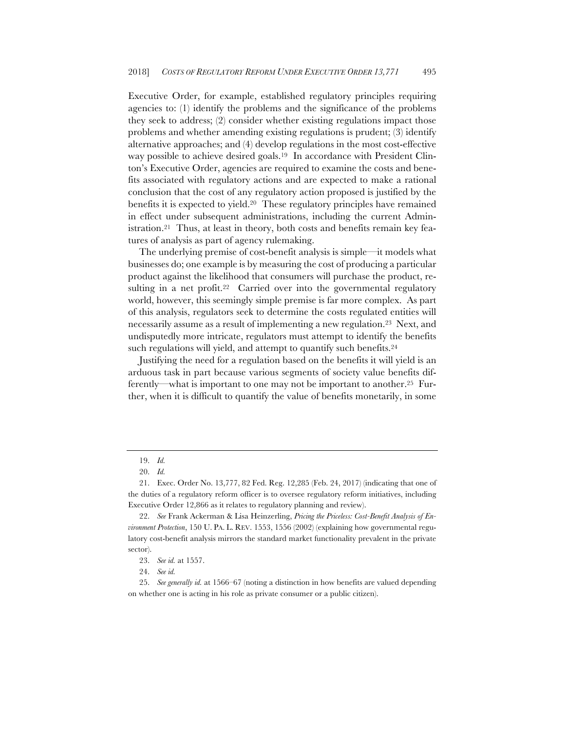Executive Order, for example, established regulatory principles requiring agencies to: (1) identify the problems and the significance of the problems they seek to address; (2) consider whether existing regulations impact those problems and whether amending existing regulations is prudent; (3) identify alternative approaches; and (4) develop regulations in the most cost-effective way possible to achieve desired goals.[19] In accordance with President Clinton's Executive Order, agencies are required to examine the costs and benefits associated with regulatory actions and are expected to make a rational conclusion that the cost of any regulatory action proposed is justified by the benefits it is expected to yield.[20] These regulatory principles have remained in effect under subsequent administrations, including the current Administration.[21] Thus, at least in theory, both costs and benefits remain key features of analysis as part of agency rulemaking.

The underlying premise of cost-benefit analysis is simple—it models what businesses do; one example is by measuring the cost of producing a particular product against the likelihood that consumers will purchase the product, resulting in a net profit.[22] Carried over into the governmental regulatory world, however, this seemingly simple premise is far more complex. As part of this analysis, regulators seek to determine the costs regulated entities will necessarily assume as a result of implementing a new regulation.[23] Next, and undisputedly more intricate, regulators must attempt to identify the benefits such regulations will yield, and attempt to quantify such benefits.[24]

Justifying the need for a regulation based on the benefits it will yield is an arduous task in part because various segments of society value benefits differently—what is important to one may not be important to another.[25] Further, when it is difficult to quantify the value of benefits monetarily, in some

---

19. *Id.*

20. *Id.*

21. Exec. Order No. 13,777, 82 Fed. Reg. 12,285 (Feb. 24, 2017) (indicating that one of the duties of a regulatory reform officer is to oversee regulatory reform initiatives, including Executive Order 12,866 as it relates to regulatory planning and review).

22. *See* Frank Ackerman & Lisa Heinzerling, *Pricing the Priceless: Cost-Benefit Analysis of Environment Protection*, 150 U. PA. L. REV. 1553, 1556 (2002) (explaining how governmental regulatory cost-benefit analysis mirrors the standard market functionality prevalent in the private sector).

23. *See id.* at 1557.

24. *See id.*

25. *See generally id.* at 1566–67 (noting a distinction in how benefits are valued depending on whether one is acting in his role as private consumer or a public citizen).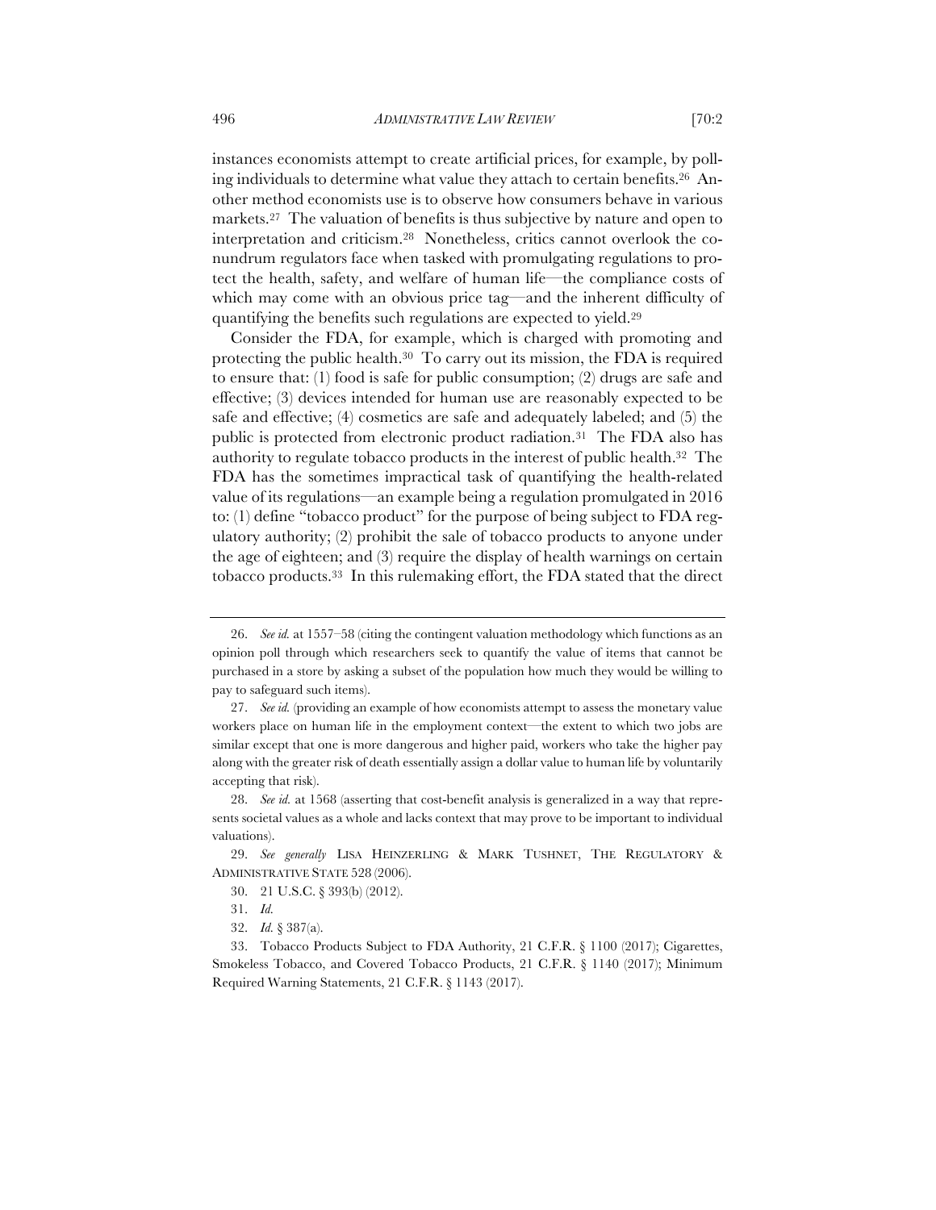instances economists attempt to create artificial prices, for example, by polling individuals to determine what value they attach to certain benefits.[26] Another method economists use is to observe how consumers behave in various markets.[27] The valuation of benefits is thus subjective by nature and open to interpretation and criticism.[28] Nonetheless, critics cannot overlook the conundrum regulators face when tasked with promulgating regulations to protect the health, safety, and welfare of human life—the compliance costs of which may come with an obvious price tag—and the inherent difficulty of quantifying the benefits such regulations are expected to yield.[29]

Consider the FDA, for example, which is charged with promoting and protecting the public health.[30] To carry out its mission, the FDA is required to ensure that: (1) food is safe for public consumption; (2) drugs are safe and effective; (3) devices intended for human use are reasonably expected to be safe and effective; (4) cosmetics are safe and adequately labeled; and (5) the public is protected from electronic product radiation.[31] The FDA also has authority to regulate tobacco products in the interest of public health.[32] The FDA has the sometimes impractical task of quantifying the health-related value of its regulations—an example being a regulation promulgated in 2016 to: (1) define "tobacco product" for the purpose of being subject to FDA regulatory authority; (2) prohibit the sale of tobacco products to anyone under the age of eighteen; and (3) require the display of health warnings on certain tobacco products.[33] In this rulemaking effort, the FDA stated that the direct

---

26. *See id.* at 1557–58 (citing the contingent valuation methodology which functions as an opinion poll through which researchers seek to quantify the value of items that cannot be purchased in a store by asking a subset of the population how much they would be willing to pay to safeguard such items).

27. *See id.* (providing an example of how economists attempt to assess the monetary value workers place on human life in the employment context—the extent to which two jobs are similar except that one is more dangerous and higher paid, workers who take the higher pay along with the greater risk of death essentially assign a dollar value to human life by voluntarily accepting that risk).

28. *See id.* at 1568 (asserting that cost-benefit analysis is generalized in a way that represents societal values as a whole and lacks context that may prove to be important to individual valuations).

29. *See generally* LISA HEINZERLING & MARK TUSHNET, THE REGULATORY & ADMINISTRATIVE STATE 528 (2006).

30. 21 U.S.C. § 393(b) (2012).

31. *Id.*

32. *Id.* § 387(a).

33. Tobacco Products Subject to FDA Authority, 21 C.F.R. § 1100 (2017); Cigarettes, Smokeless Tobacco, and Covered Tobacco Products, 21 C.F.R. § 1140 (2017); Minimum Required Warning Statements, 21 C.F.R. § 1143 (2017).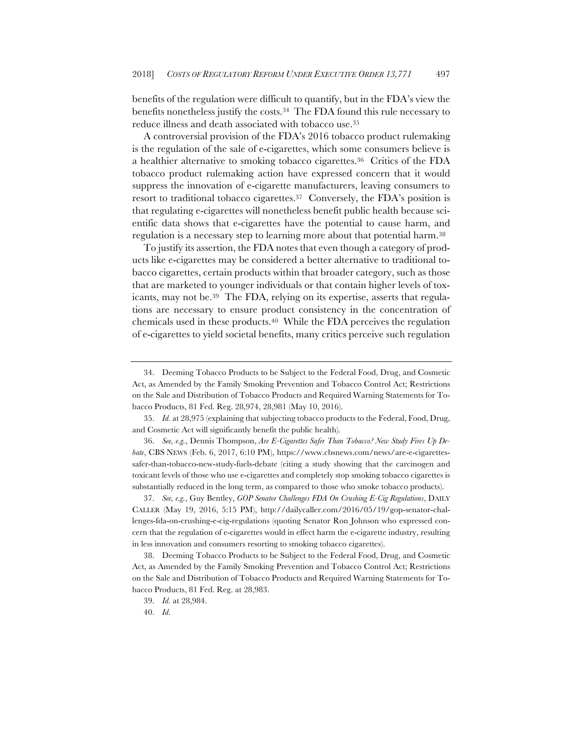benefits of the regulation were difficult to quantify, but in the FDA's view the benefits nonetheless justify the costs.[34] The FDA found this rule necessary to reduce illness and death associated with tobacco use.[35]

A controversial provision of the FDA's 2016 tobacco product rulemaking is the regulation of the sale of e-cigarettes, which some consumers believe is a healthier alternative to smoking tobacco cigarettes.[36] Critics of the FDA tobacco product rulemaking action have expressed concern that it would suppress the innovation of e-cigarette manufacturers, leaving consumers to resort to traditional tobacco cigarettes.[37] Conversely, the FDA's position is that regulating e-cigarettes will nonetheless benefit public health because scientific data shows that e-cigarettes have the potential to cause harm, and regulation is a necessary step to learning more about that potential harm.[38]

To justify its assertion, the FDA notes that even though a category of products like e-cigarettes may be considered a better alternative to traditional tobacco cigarettes, certain products within that broader category, such as those that are marketed to younger individuals or that contain higher levels of toxicants, may not be.[39] The FDA, relying on its expertise, asserts that regulations are necessary to ensure product consistency in the concentration of chemicals used in these products.[40] While the FDA perceives the regulation of e-cigarettes to yield societal benefits, many critics perceive such regulation

---

34. Deeming Tobacco Products to be Subject to the Federal Food, Drug, and Cosmetic Act, as Amended by the Family Smoking Prevention and Tobacco Control Act; Restrictions on the Sale and Distribution of Tobacco Products and Required Warning Statements for Tobacco Products, 81 Fed. Reg. 28,974, 28,981 (May 10, 2016).

35. *Id.* at 28,975 (explaining that subjecting tobacco products to the Federal, Food, Drug, and Cosmetic Act will significantly benefit the public health).

36. *See, e.g.*, Dennis Thompson, *Are E-Cigarettes Safer Than Tobacco? New Study Fires Up Debate*, CBS NEWS (Feb. 6, 2017, 6:10 PM), https://www.cbsnews.com/news/are-e-cigarettes-safer-than-tobacco-new-study-fuels-debate (citing a study showing that the carcinogen and toxicant levels of those who use e-cigarettes and completely stop smoking tobacco cigarettes is substantially reduced in the long term, as compared to those who smoke tobacco products).

37. *See, e.g.*, Guy Bentley, *GOP Senator Challenges FDA On Crushing E-Cig Regulations*, DAILY CALLER (May 19, 2016, 5:15 PM), http://dailycaller.com/2016/05/19/gop-senator-challenges-fda-on-crushing-e-cig-regulations (quoting Senator Ron Johnson who expressed concern that the regulation of e-cigarettes would in effect harm the e-cigarette industry, resulting in less innovation and consumers resorting to smoking tobacco cigarettes).

38. Deeming Tobacco Products to be Subject to the Federal Food, Drug, and Cosmetic Act, as Amended by the Family Smoking Prevention and Tobacco Control Act; Restrictions on the Sale and Distribution of Tobacco Products and Required Warning Statements for Tobacco Products, 81 Fed. Reg. at 28,983.

39. *Id.* at 28,984.

40. *Id.*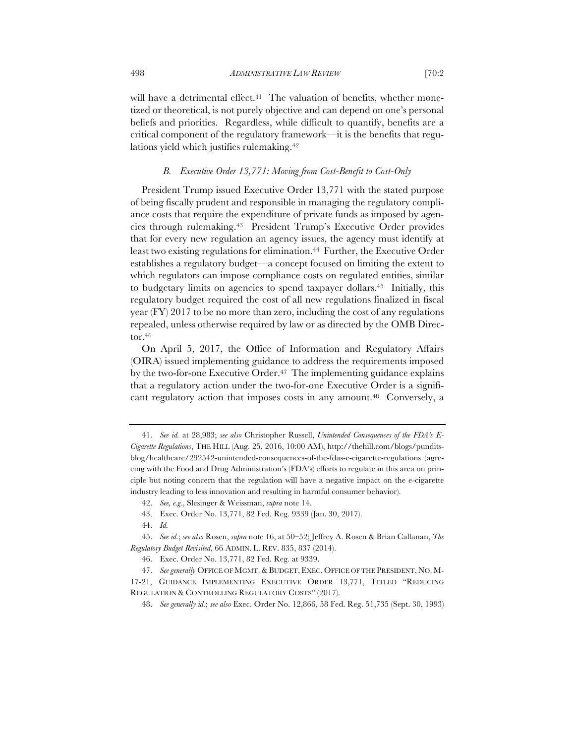will have a detrimental effect.[41] The valuation of benefits, whether monetized or theoretical, is not purely objective and can depend on one's personal beliefs and priorities. Regardless, while difficult to quantify, benefits are a critical component of the regulatory framework—it is the benefits that regulations yield which justifies rulemaking.[42]

### *B. Executive Order 13,771: Moving from Cost-Benefit to Cost-Only*

President Trump issued Executive Order 13,771 with the stated purpose of being fiscally prudent and responsible in managing the regulatory compliance costs that require the expenditure of private funds as imposed by agencies through rulemaking.[43] President Trump's Executive Order provides that for every new regulation an agency issues, the agency must identify at least two existing regulations for elimination.[44] Further, the Executive Order establishes a regulatory budget—a concept focused on limiting the extent to which regulators can impose compliance costs on regulated entities, similar to budgetary limits on agencies to spend taxpayer dollars.[45] Initially, this regulatory budget required the cost of all new regulations finalized in fiscal year (FY) 2017 to be no more than zero, including the cost of any regulations repealed, unless otherwise required by law or as directed by the OMB Director.[46]

On April 5, 2017, the Office of Information and Regulatory Affairs (OIRA) issued implementing guidance to address the requirements imposed by the two-for-one Executive Order.[47] The implementing guidance explains that a regulatory action under the two-for-one Executive Order is a significant regulatory action that imposes costs in any amount.[48] Conversely, a

---

41. *See id.* at 28,983; *see also* Christopher Russell, *Unintended Consequences of the FDA's E-Cigarette Regulations*, THE HILL (Aug. 25, 2016, 10:00 AM), http://thehill.com/blogs/pundits-blog/healthcare/292542-unintended-consequences-of-the-fdas-e-cigarette-regulations (agreeing with the Food and Drug Administration's (FDA's) efforts to regulate in this area on principle but noting concern that the regulation will have a negative impact on the e-cigarette industry leading to less innovation and resulting in harmful consumer behavior).

42. *See, e.g.*, Slesinger & Weissman, *supra* note 14.

43. Exec. Order No. 13,771, 82 Fed. Reg. 9339 (Jan. 30, 2017).

44. *Id.*

45. *See id.*; *see also* Rosen, *supra* note 16, at 50–52; Jeffrey A. Rosen & Brian Callanan, *The Regulatory Budget Revisited*, 66 ADMIN. L. REV. 835, 837 (2014).

46. Exec. Order No. 13,771, 82 Fed. Reg. at 9339.

47. *See generally* OFFICE OF MGMT. & BUDGET, EXEC. OFFICE OF THE PRESIDENT, NO. M-17-21, GUIDANCE IMPLEMENTING EXECUTIVE ORDER 13,771, TITLED "REDUCING REGULATION & CONTROLLING REGULATORY COSTS" (2017).

48. *See generally id.*; *see also* Exec. Order No. 12,866, 58 Fed. Reg. 51,735 (Sept. 30, 1993)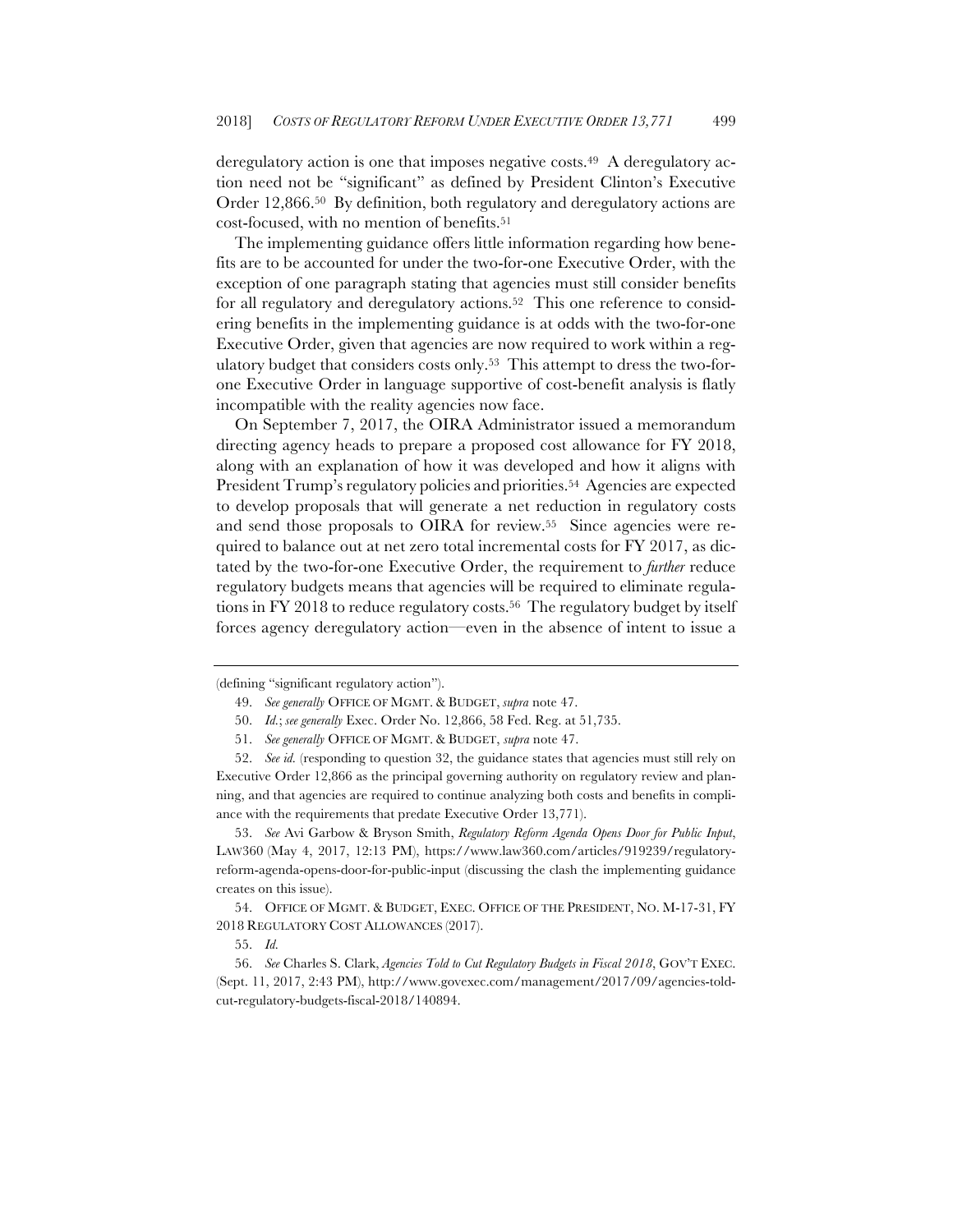deregulatory action is one that imposes negative costs.[49] A deregulatory action need not be "significant" as defined by President Clinton's Executive Order 12,866.[50] By definition, both regulatory and deregulatory actions are cost-focused, with no mention of benefits.[51]

The implementing guidance offers little information regarding how benefits are to be accounted for under the two-for-one Executive Order, with the exception of one paragraph stating that agencies must still consider benefits for all regulatory and deregulatory actions.[52] This one reference to considering benefits in the implementing guidance is at odds with the two-for-one Executive Order, given that agencies are now required to work within a regulatory budget that considers costs only.[53] This attempt to dress the two-for-one Executive Order in language supportive of cost-benefit analysis is flatly incompatible with the reality agencies now face.

On September 7, 2017, the OIRA Administrator issued a memorandum directing agency heads to prepare a proposed cost allowance for FY 2018, along with an explanation of how it was developed and how it aligns with President Trump's regulatory policies and priorities.[54] Agencies are expected to develop proposals that will generate a net reduction in regulatory costs and send those proposals to OIRA for review.[55] Since agencies were required to balance out at net zero total incremental costs for FY 2017, as dictated by the two-for-one Executive Order, the requirement to *further* reduce regulatory budgets means that agencies will be required to eliminate regulations in FY 2018 to reduce regulatory costs.[56] The regulatory budget by itself forces agency deregulatory action—even in the absence of intent to issue a

---

(defining "significant regulatory action").

49. *See generally* OFFICE OF MGMT. & BUDGET, *supra* note 47.

50. *Id.*; *see generally* Exec. Order No. 12,866, 58 Fed. Reg. at 51,735.

51. *See generally* OFFICE OF MGMT. & BUDGET, *supra* note 47.

52. *See id.* (responding to question 32, the guidance states that agencies must still rely on Executive Order 12,866 as the principal governing authority on regulatory review and planning, and that agencies are required to continue analyzing both costs and benefits in compliance with the requirements that predate Executive Order 13,771).

53. *See* Avi Garbow & Bryson Smith, *Regulatory Reform Agenda Opens Door for Public Input*, LAW360 (May 4, 2017, 12:13 PM), https://www.law360.com/articles/919239/regulatory-reform-agenda-opens-door-for-public-input (discussing the clash the implementing guidance creates on this issue).

54. OFFICE OF MGMT. & BUDGET, EXEC. OFFICE OF THE PRESIDENT, NO. M-17-31, FY 2018 REGULATORY COST ALLOWANCES (2017).

55. *Id.*

56. *See* Charles S. Clark, *Agencies Told to Cut Regulatory Budgets in Fiscal 2018*, GOV'T EXEC. (Sept. 11, 2017, 2:43 PM), http://www.govexec.com/management/2017/09/agencies-told-cut-regulatory-budgets-fiscal-2018/140894.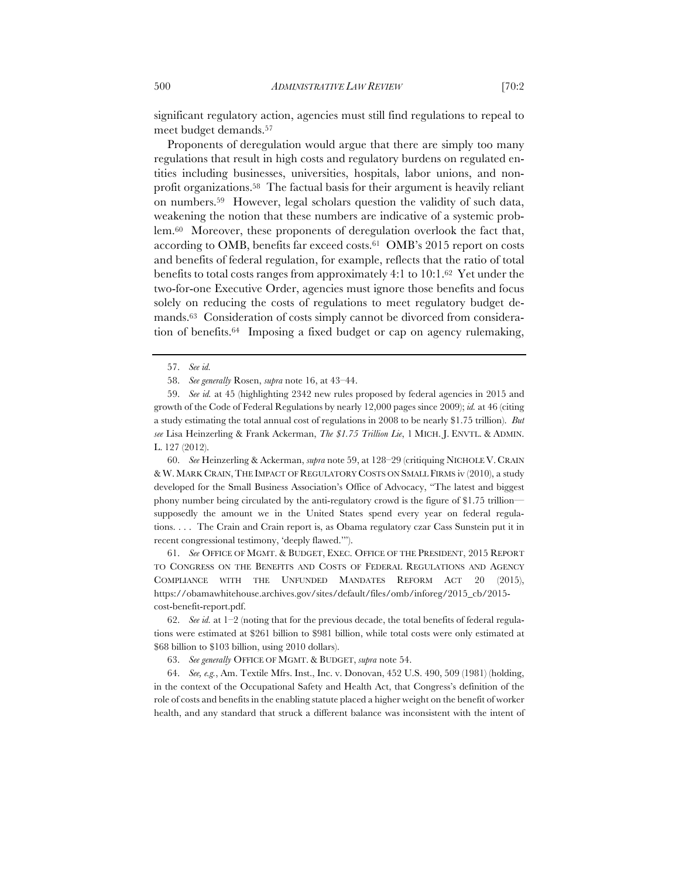significant regulatory action, agencies must still find regulations to repeal to meet budget demands.[57]

Proponents of deregulation would argue that there are simply too many regulations that result in high costs and regulatory burdens on regulated entities including businesses, universities, hospitals, labor unions, and non-profit organizations.[58] The factual basis for their argument is heavily reliant on numbers.[59] However, legal scholars question the validity of such data, weakening the notion that these numbers are indicative of a systemic problem.[60] Moreover, these proponents of deregulation overlook the fact that, according to OMB, benefits far exceed costs.[61] OMB's 2015 report on costs and benefits of federal regulation, for example, reflects that the ratio of total benefits to total costs ranges from approximately 4:1 to 10:1.[62] Yet under the two-for-one Executive Order, agencies must ignore those benefits and focus solely on reducing the costs of regulations to meet regulatory budget demands.[63] Consideration of costs simply cannot be divorced from consideration of benefits.[64] Imposing a fixed budget or cap on agency rulemaking,

---

57. *See id.*

58. *See generally* Rosen, *supra* note 16, at 43–44.

59. *See id.* at 45 (highlighting 2342 new rules proposed by federal agencies in 2015 and growth of the Code of Federal Regulations by nearly 12,000 pages since 2009); *id.* at 46 (citing a study estimating the total annual cost of regulations in 2008 to be nearly $1.75 trillion). *But see* Lisa Heinzerling & Frank Ackerman, *The $1.75 Trillion Lie*, 1 MICH. J. ENVTL. & ADMIN. L. 127 (2012).

60. *See* Heinzerling & Ackerman, *supra* note 59, at 128–29 (critiquing NICHOLE V. CRAIN & W. MARK CRAIN, THE IMPACT OF REGULATORY COSTS ON SMALL FIRMS iv (2010), a study developed for the Small Business Association's Office of Advocacy, "The latest and biggest phony number being circulated by the anti-regulatory crowd is the figure of $1.75 trillion—supposedly the amount we in the United States spend every year on federal regulations. . . . The Crain and Crain report is, as Obama regulatory czar Cass Sunstein put it in recent congressional testimony, 'deeply flawed.'").

61. *See* OFFICE OF MGMT. & BUDGET, EXEC. OFFICE OF THE PRESIDENT, 2015 REPORT TO CONGRESS ON THE BENEFITS AND COSTS OF FEDERAL REGULATIONS AND AGENCY COMPLIANCE WITH THE UNFUNDED MANDATES REFORM ACT 20 (2015), https://obamawhitehouse.archives.gov/sites/default/files/omb/inforeg/2015_cb/2015-cost-benefit-report.pdf.

62. *See id.* at 1–2 (noting that for the previous decade, the total benefits of federal regulations were estimated at $261 billion to $981 billion, while total costs were only estimated at $68 billion to $103 billion, using 2010 dollars).

63. *See generally* OFFICE OF MGMT. & BUDGET, *supra* note 54.

64. *See, e.g.*, Am. Textile Mfrs. Inst., Inc. v. Donovan, 452 U.S. 490, 509 (1981) (holding, in the context of the Occupational Safety and Health Act, that Congress's definition of the role of costs and benefits in the enabling statute placed a higher weight on the benefit of worker health, and any standard that struck a different balance was inconsistent with the intent of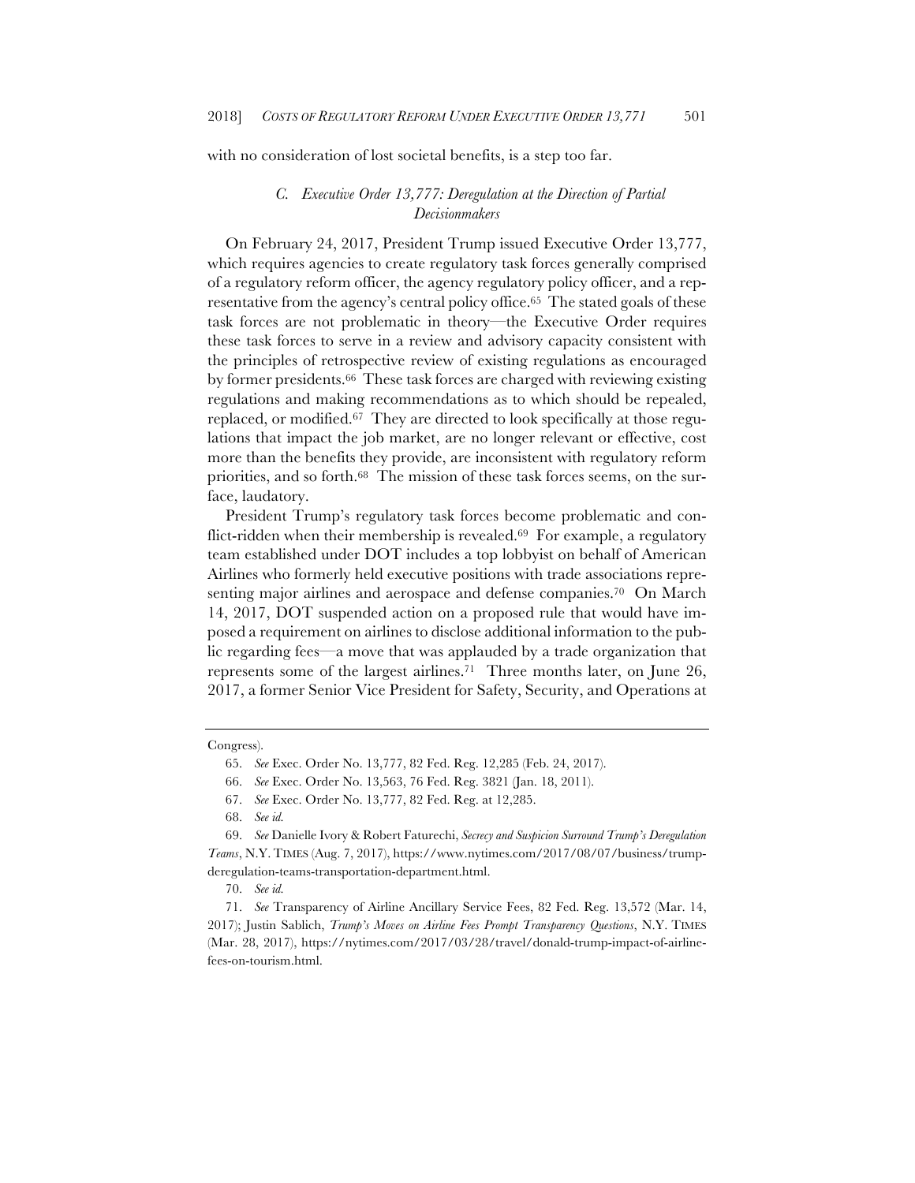with no consideration of lost societal benefits, is a step too far.

### *C. Executive Order 13,777: Deregulation at the Direction of Partial Decisionmakers*

On February 24, 2017, President Trump issued Executive Order 13,777, which requires agencies to create regulatory task forces generally comprised of a regulatory reform officer, the agency regulatory policy officer, and a representative from the agency's central policy office.[65] The stated goals of these task forces are not problematic in theory—the Executive Order requires these task forces to serve in a review and advisory capacity consistent with the principles of retrospective review of existing regulations as encouraged by former presidents.[66] These task forces are charged with reviewing existing regulations and making recommendations as to which should be repealed, replaced, or modified.[67] They are directed to look specifically at those regulations that impact the job market, are no longer relevant or effective, cost more than the benefits they provide, are inconsistent with regulatory reform priorities, and so forth.[68] The mission of these task forces seems, on the surface, laudatory.

President Trump's regulatory task forces become problematic and conflict-ridden when their membership is revealed.[69] For example, a regulatory team established under DOT includes a top lobbyist on behalf of American Airlines who formerly held executive positions with trade associations representing major airlines and aerospace and defense companies.[70] On March 14, 2017, DOT suspended action on a proposed rule that would have imposed a requirement on airlines to disclose additional information to the public regarding fees—a move that was applauded by a trade organization that represents some of the largest airlines.[71] Three months later, on June 26, 2017, a former Senior Vice President for Safety, Security, and Operations at

---

Congress).

65. *See* Exec. Order No. 13,777, 82 Fed. Reg. 12,285 (Feb. 24, 2017).

66. *See* Exec. Order No. 13,563, 76 Fed. Reg. 3821 (Jan. 18, 2011).

67. *See* Exec. Order No. 13,777, 82 Fed. Reg. at 12,285.

68. *See id.*

69. *See* Danielle Ivory & Robert Faturechi, *Secrecy and Suspicion Surround Trump's Deregulation Teams*, N.Y. TIMES (Aug. 7, 2017), https://www.nytimes.com/2017/08/07/business/trump-deregulation-teams-transportation-department.html.

70. *See id.*

71. *See* Transparency of Airline Ancillary Service Fees, 82 Fed. Reg. 13,572 (Mar. 14, 2017); Justin Sablich, *Trump's Moves on Airline Fees Prompt Transparency Questions*, N.Y. TIMES (Mar. 28, 2017), https://nytimes.com/2017/03/28/travel/donald-trump-impact-of-airline-fees-on-tourism.html.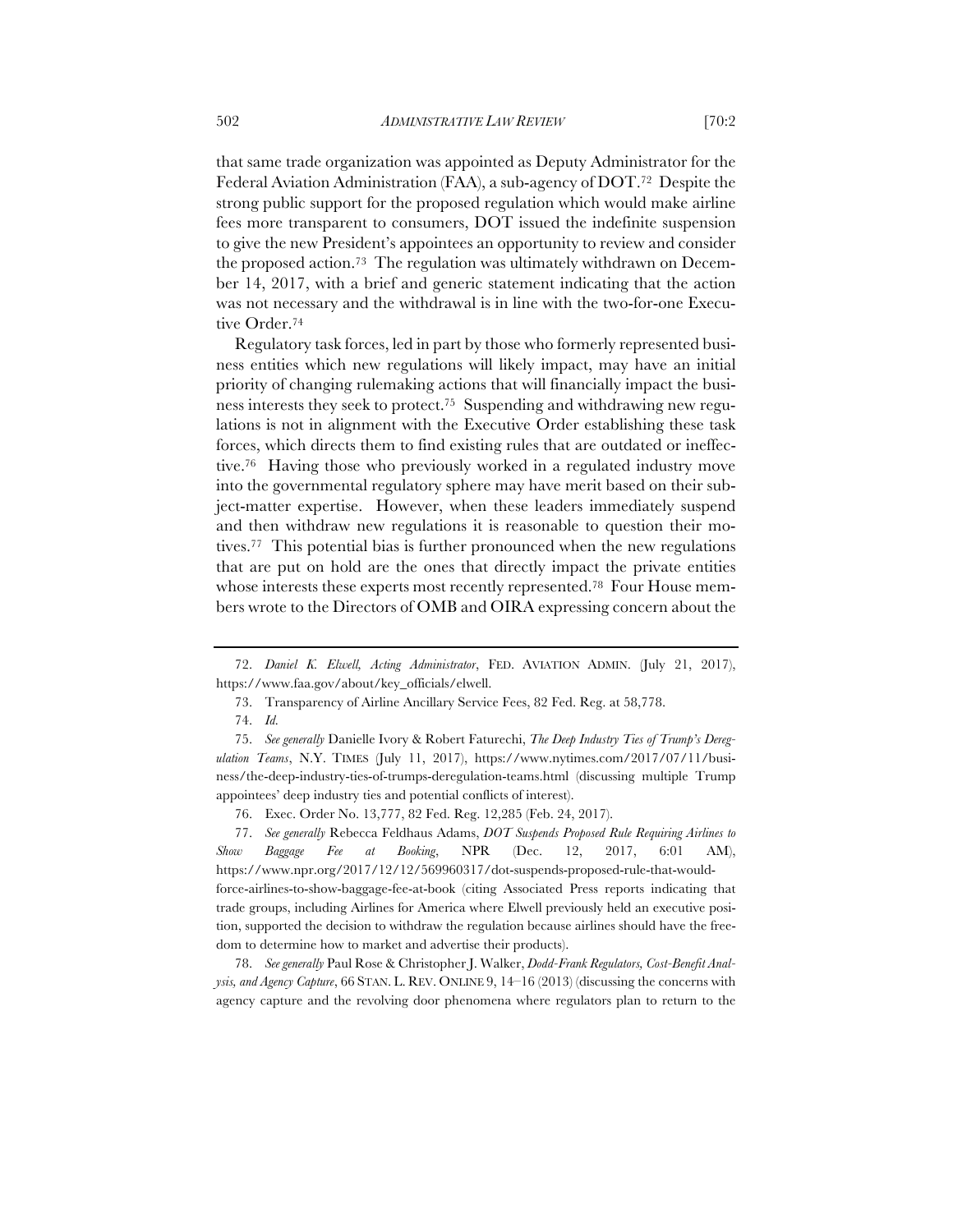that same trade organization was appointed as Deputy Administrator for the Federal Aviation Administration (FAA), a sub-agency of DOT.[72] Despite the strong public support for the proposed regulation which would make airline fees more transparent to consumers, DOT issued the indefinite suspension to give the new President's appointees an opportunity to review and consider the proposed action.[73] The regulation was ultimately withdrawn on December 14, 2017, with a brief and generic statement indicating that the action was not necessary and the withdrawal is in line with the two-for-one Executive Order.[74]

Regulatory task forces, led in part by those who formerly represented business entities which new regulations will likely impact, may have an initial priority of changing rulemaking actions that will financially impact the business interests they seek to protect.[75] Suspending and withdrawing new regulations is not in alignment with the Executive Order establishing these task forces, which directs them to find existing rules that are outdated or ineffective.[76] Having those who previously worked in a regulated industry move into the governmental regulatory sphere may have merit based on their subject-matter expertise. However, when these leaders immediately suspend and then withdraw new regulations it is reasonable to question their motives.[77] This potential bias is further pronounced when the new regulations that are put on hold are the ones that directly impact the private entities whose interests these experts most recently represented.[78] Four House members wrote to the Directors of OMB and OIRA expressing concern about the

---

72. *Daniel K. Elwell, Acting Administrator*, FED. AVIATION ADMIN. (July 21, 2017), https://www.faa.gov/about/key_officials/elwell.

73. Transparency of Airline Ancillary Service Fees, 82 Fed. Reg. at 58,778.

74. *Id.*

75. *See generally* Danielle Ivory & Robert Faturechi, *The Deep Industry Ties of Trump's Deregulation Teams*, N.Y. TIMES (July 11, 2017), https://www.nytimes.com/2017/07/11/business/the-deep-industry-ties-of-trumps-deregulation-teams.html (discussing multiple Trump appointees' deep industry ties and potential conflicts of interest).

76. Exec. Order No. 13,777, 82 Fed. Reg. 12,285 (Feb. 24, 2017).

77. *See generally* Rebecca Feldhaus Adams, *DOT Suspends Proposed Rule Requiring Airlines to Show Baggage Fee at Booking*, NPR (Dec. 12, 2017, 6:01 AM), https://www.npr.org/2017/12/12/569960317/dot-suspends-proposed-rule-that-would-force-airlines-to-show-baggage-fee-at-book (citing Associated Press reports indicating that trade groups, including Airlines for America where Elwell previously held an executive position, supported the decision to withdraw the regulation because airlines should have the freedom to determine how to market and advertise their products).

78. *See generally* Paul Rose & Christopher J. Walker, *Dodd-Frank Regulators, Cost-Benefit Analysis, and Agency Capture*, 66 STAN. L. REV. ONLINE 9, 14–16 (2013) (discussing the concerns with agency capture and the revolving door phenomena where regulators plan to return to the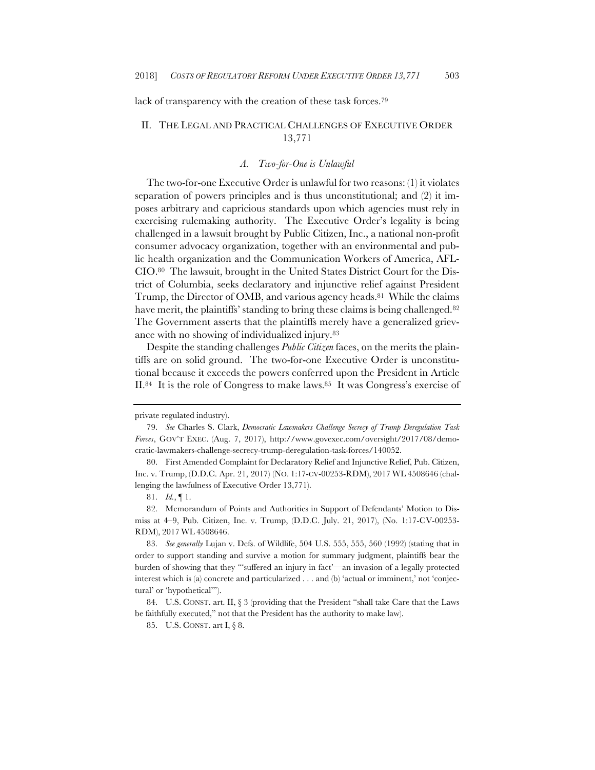lack of transparency with the creation of these task forces.[79]

## II. The Legal and Practical Challenges of Executive Order 13,771

### *A. Two-for-One is Unlawful*

The two-for-one Executive Order is unlawful for two reasons: (1) it violates separation of powers principles and is thus unconstitutional; and (2) it imposes arbitrary and capricious standards upon which agencies must rely in exercising rulemaking authority. The Executive Order's legality is being challenged in a lawsuit brought by Public Citizen, Inc., a national non-profit consumer advocacy organization, together with an environmental and public health organization and the Communication Workers of America, AFL-CIO.[80] The lawsuit, brought in the United States District Court for the District of Columbia, seeks declaratory and injunctive relief against President Trump, the Director of OMB, and various agency heads.[81] While the claims have merit, the plaintiffs' standing to bring these claims is being challenged.[82] The Government asserts that the plaintiffs merely have a generalized grievance with no showing of individualized injury.[83]

Despite the standing challenges *Public Citizen* faces, on the merits the plaintiffs are on solid ground. The two-for-one Executive Order is unconstitutional because it exceeds the powers conferred upon the President in Article II.[84] It is the role of Congress to make laws.[85] It was Congress's exercise of

---

private regulated industry).

79. *See* Charles S. Clark, *Democratic Lawmakers Challenge Secrecy of Trump Deregulation Task Forces*, GOV'T EXEC. (Aug. 7, 2017), http://www.govexec.com/oversight/2017/08/democratic-lawmakers-challenge-secrecy-trump-deregulation-task-forces/140052.

80. First Amended Complaint for Declaratory Relief and Injunctive Relief, Pub. Citizen, Inc. v. Trump, (D.D.C. Apr. 21, 2017) (NO. 1:17-CV-00253-RDM), 2017 WL 4508646 (challenging the lawfulness of Executive Order 13,771).

81. *Id.*, ¶ 1.

82. Memorandum of Points and Authorities in Support of Defendants' Motion to Dismiss at 4–9, Pub. Citizen, Inc. v. Trump, (D.D.C. July. 21, 2017), (No. 1:17-CV-00253-RDM), 2017 WL 4508646.

83. *See generally* Lujan v. Defs. of Wildlife, 504 U.S. 555, 555, 560 (1992) (stating that in order to support standing and survive a motion for summary judgment, plaintiffs bear the burden of showing that they "'suffered an injury in fact'—an invasion of a legally protected interest which is (a) concrete and particularized . . . and (b) 'actual or imminent,' not 'conjectural' or 'hypothetical'").

84. U.S. CONST. art. II, § 3 (providing that the President "shall take Care that the Laws be faithfully executed," not that the President has the authority to make law).

85. U.S. CONST. art I, § 8.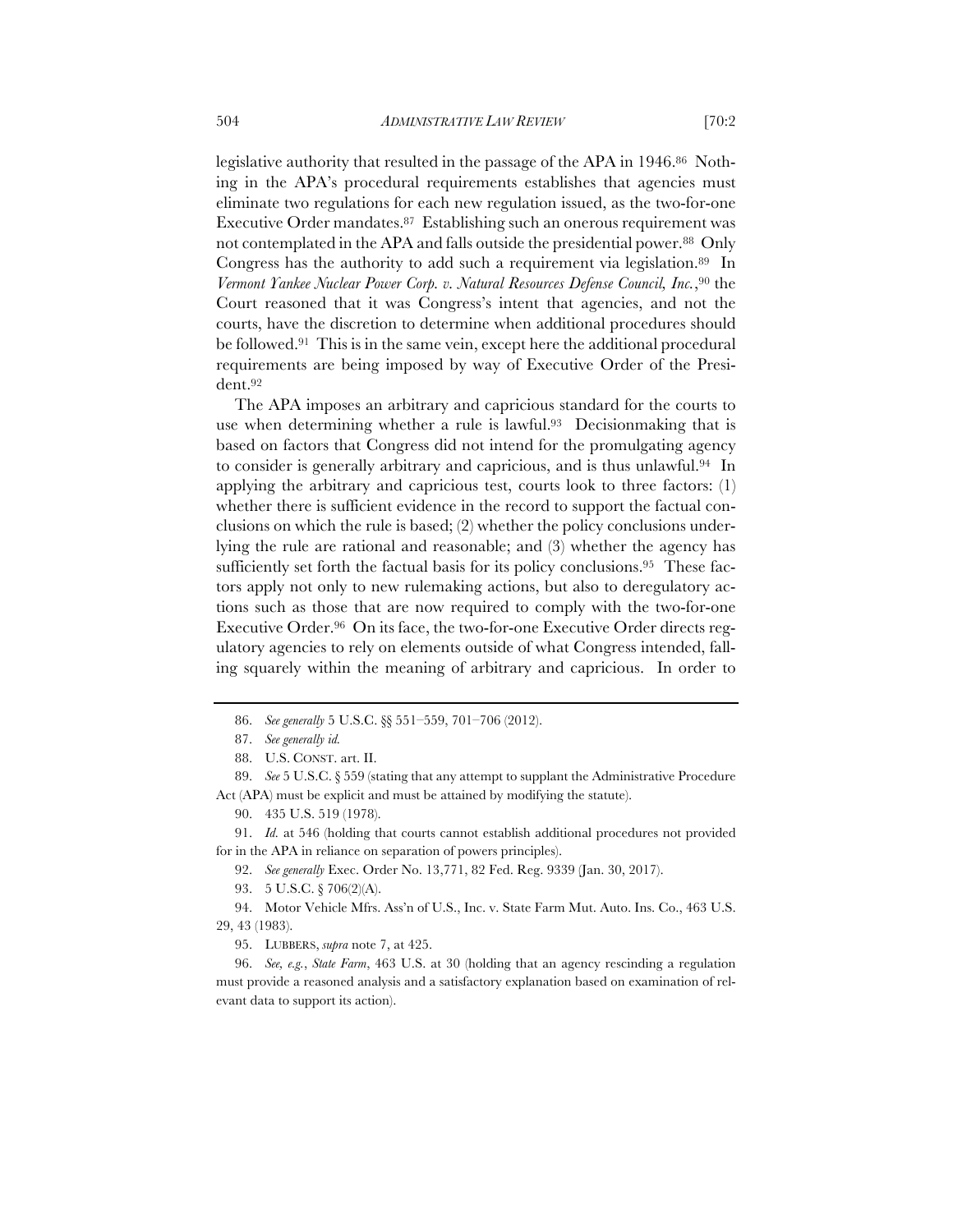legislative authority that resulted in the passage of the APA in 1946.[86] Nothing in the APA's procedural requirements establishes that agencies must eliminate two regulations for each new regulation issued, as the two-for-one Executive Order mandates.[87] Establishing such an onerous requirement was not contemplated in the APA and falls outside the presidential power.[88] Only Congress has the authority to add such a requirement via legislation.[89] In *Vermont Yankee Nuclear Power Corp. v. Natural Resources Defense Council, Inc.*,[90] the Court reasoned that it was Congress's intent that agencies, and not the courts, have the discretion to determine when additional procedures should be followed.[91] This is in the same vein, except here the additional procedural requirements are being imposed by way of Executive Order of the President.[92]

The APA imposes an arbitrary and capricious standard for the courts to use when determining whether a rule is lawful.[93] Decisionmaking that is based on factors that Congress did not intend for the promulgating agency to consider is generally arbitrary and capricious, and is thus unlawful.[94] In applying the arbitrary and capricious test, courts look to three factors: (1) whether there is sufficient evidence in the record to support the factual conclusions on which the rule is based; (2) whether the policy conclusions underlying the rule are rational and reasonable; and (3) whether the agency has sufficiently set forth the factual basis for its policy conclusions.[95] These factors apply not only to new rulemaking actions, but also to deregulatory actions such as those that are now required to comply with the two-for-one Executive Order.[96] On its face, the two-for-one Executive Order directs regulatory agencies to rely on elements outside of what Congress intended, falling squarely within the meaning of arbitrary and capricious. In order to

---

86. *See generally* 5 U.S.C. §§ 551–559, 701–706 (2012).

87. *See generally id.*

88. U.S. CONST. art. II.

89. *See* 5 U.S.C. § 559 (stating that any attempt to supplant the Administrative Procedure Act (APA) must be explicit and must be attained by modifying the statute).

90. 435 U.S. 519 (1978).

91. *Id.* at 546 (holding that courts cannot establish additional procedures not provided for in the APA in reliance on separation of powers principles).

92. *See generally* Exec. Order No. 13,771, 82 Fed. Reg. 9339 (Jan. 30, 2017).

93. 5 U.S.C. § 706(2)(A).

94. Motor Vehicle Mfrs. Ass'n of U.S., Inc. v. State Farm Mut. Auto. Ins. Co., 463 U.S. 29, 43 (1983).

95. LUBBERS, *supra* note 7, at 425.

96. *See, e.g.*, *State Farm*, 463 U.S. at 30 (holding that an agency rescinding a regulation must provide a reasoned analysis and a satisfactory explanation based on examination of relevant data to support its action).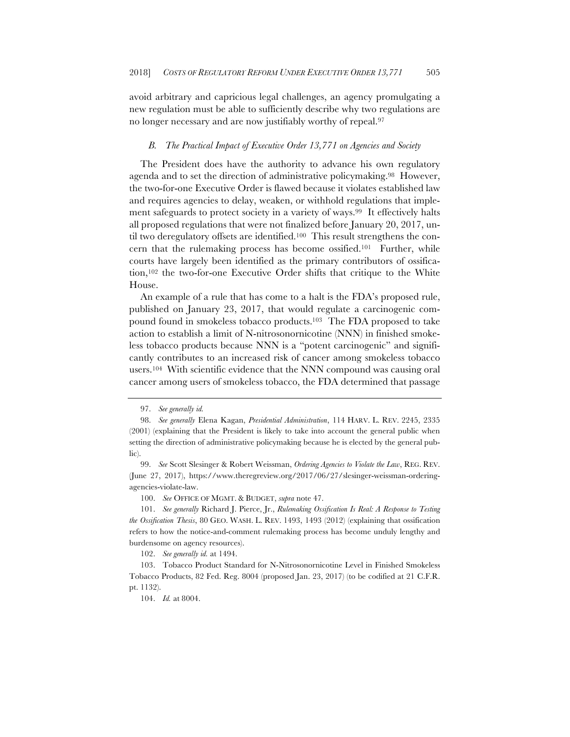avoid arbitrary and capricious legal challenges, an agency promulgating a new regulation must be able to sufficiently describe why two regulations are no longer necessary and are now justifiably worthy of repeal.[97]

### *B. The Practical Impact of Executive Order 13,771 on Agencies and Society*

The President does have the authority to advance his own regulatory agenda and to set the direction of administrative policymaking.[98] However, the two-for-one Executive Order is flawed because it violates established law and requires agencies to delay, weaken, or withhold regulations that implement safeguards to protect society in a variety of ways.[99] It effectively halts all proposed regulations that were not finalized before January 20, 2017, until two deregulatory offsets are identified.[100] This result strengthens the concern that the rulemaking process has become ossified.[101] Further, while courts have largely been identified as the primary contributors of ossification,[102] the two-for-one Executive Order shifts that critique to the White House.

An example of a rule that has come to a halt is the FDA's proposed rule, published on January 23, 2017, that would regulate a carcinogenic compound found in smokeless tobacco products.[103] The FDA proposed to take action to establish a limit of N-nitrosonornicotine (NNN) in finished smokeless tobacco products because NNN is a "potent carcinogenic" and significantly contributes to an increased risk of cancer among smokeless tobacco users.[104] With scientific evidence that the NNN compound was causing oral cancer among users of smokeless tobacco, the FDA determined that passage

---

97. *See generally id.*

98. *See generally* Elena Kagan, *Presidential Administration*, 114 HARV. L. REV. 2245, 2335 (2001) (explaining that the President is likely to take into account the general public when setting the direction of administrative policymaking because he is elected by the general public).

99. *See* Scott Slesinger & Robert Weissman, *Ordering Agencies to Violate the Law*, REG. REV. (June 27, 2017), https://www.theregreview.org/2017/06/27/slesinger-weissman-ordering-agencies-violate-law.

100. *See* OFFICE OF MGMT. & BUDGET, *supra* note 47.

101. *See generally* Richard J. Pierce, Jr., *Rulemaking Ossification Is Real: A Response to Testing the Ossification Thesis*, 80 GEO. WASH. L. REV. 1493, 1493 (2012) (explaining that ossification refers to how the notice-and-comment rulemaking process has become unduly lengthy and burdensome on agency resources).

102. *See generally id.* at 1494.

103. Tobacco Product Standard for N-Nitrosonornicotine Level in Finished Smokeless Tobacco Products, 82 Fed. Reg. 8004 (proposed Jan. 23, 2017) (to be codified at 21 C.F.R. pt. 1132).

104. *Id.* at 8004.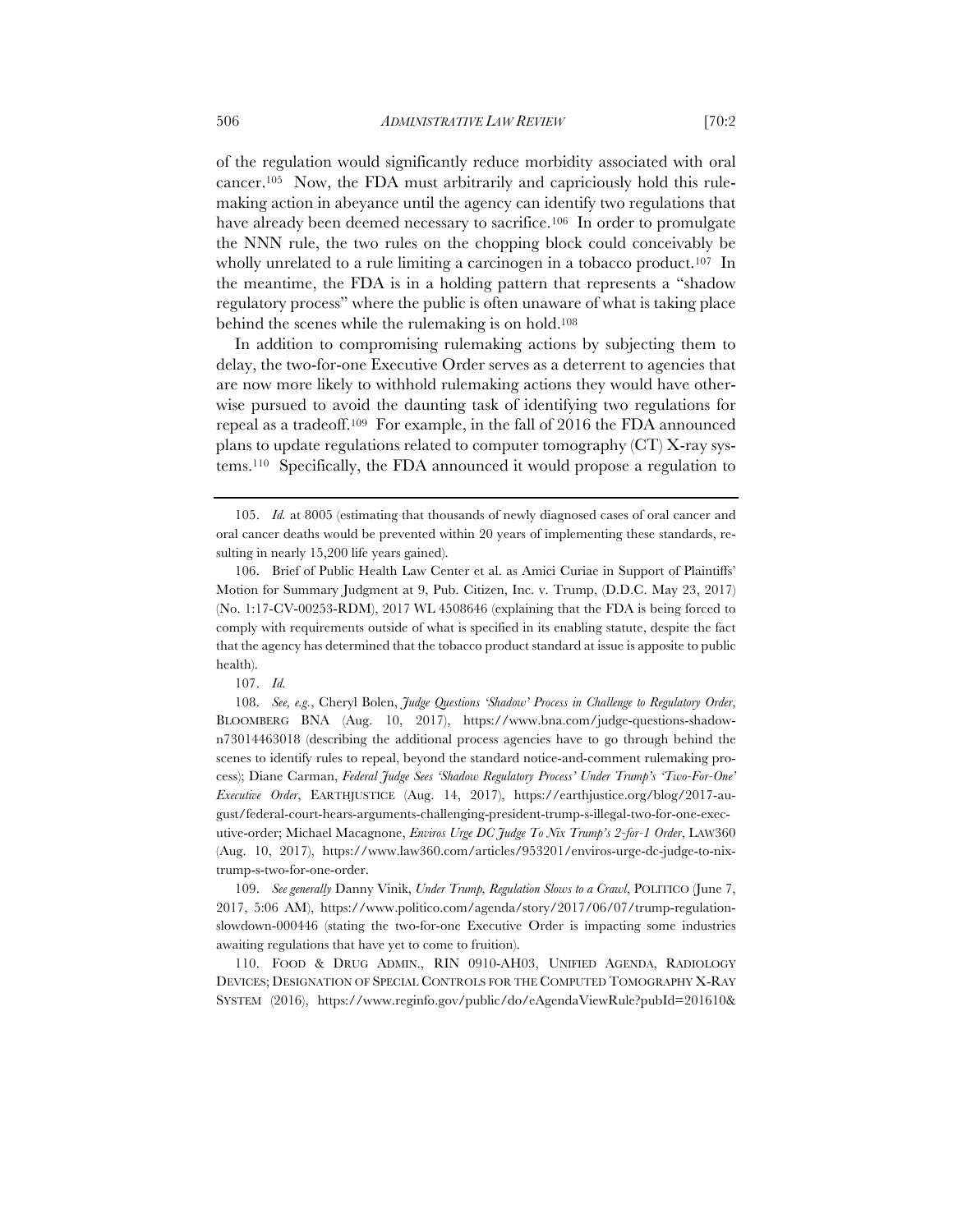of the regulation would significantly reduce morbidity associated with oral cancer.[105] Now, the FDA must arbitrarily and capriciously hold this rulemaking action in abeyance until the agency can identify two regulations that have already been deemed necessary to sacrifice.[106] In order to promulgate the NNN rule, the two rules on the chopping block could conceivably be wholly unrelated to a rule limiting a carcinogen in a tobacco product.[107] In the meantime, the FDA is in a holding pattern that represents a "shadow regulatory process" where the public is often unaware of what is taking place behind the scenes while the rulemaking is on hold.[108]

In addition to compromising rulemaking actions by subjecting them to delay, the two-for-one Executive Order serves as a deterrent to agencies that are now more likely to withhold rulemaking actions they would have otherwise pursued to avoid the daunting task of identifying two regulations for repeal as a tradeoff.[109] For example, in the fall of 2016 the FDA announced plans to update regulations related to computer tomography (CT) X-ray systems.[110] Specifically, the FDA announced it would propose a regulation to

---

105. *Id.* at 8005 (estimating that thousands of newly diagnosed cases of oral cancer and oral cancer deaths would be prevented within 20 years of implementing these standards, resulting in nearly 15,200 life years gained).

106. Brief of Public Health Law Center et al. as Amici Curiae in Support of Plaintiffs' Motion for Summary Judgment at 9, Pub. Citizen, Inc. v. Trump, (D.D.C. May 23, 2017) (No. 1:17-CV-00253-RDM), 2017 WL 4508646 (explaining that the FDA is being forced to comply with requirements outside of what is specified in its enabling statute, despite the fact that the agency has determined that the tobacco product standard at issue is apposite to public health).

107. *Id.*

108. *See, e.g.*, Cheryl Bolen, *Judge Questions 'Shadow' Process in Challenge to Regulatory Order*, BLOOMBERG BNA (Aug. 10, 2017), https://www.bna.com/judge-questions-shadow-n73014463018 (describing the additional process agencies have to go through behind the scenes to identify rules to repeal, beyond the standard notice-and-comment rulemaking process); Diane Carman, *Federal Judge Sees 'Shadow Regulatory Process' Under Trump's 'Two-For-One' Executive Order*, EARTHJUSTICE (Aug. 14, 2017), https://earthjustice.org/blog/2017-august/federal-court-hears-arguments-challenging-president-trump-s-illegal-two-for-one-executive-order; Michael Macagnone, *Enviros Urge DC Judge To Nix Trump's 2-for-1 Order*, LAW360 (Aug. 10, 2017), https://www.law360.com/articles/953201/enviros-urge-dc-judge-to-nix-trump-s-two-for-one-order.

109. *See generally* Danny Vinik, *Under Trump, Regulation Slows to a Crawl*, POLITICO (June 7, 2017, 5:06 AM), https://www.politico.com/agenda/story/2017/06/07/trump-regulation-slowdown-000446 (stating the two-for-one Executive Order is impacting some industries awaiting regulations that have yet to come to fruition).

110. FOOD & DRUG ADMIN., RIN 0910-AH03, UNIFIED AGENDA, RADIOLOGY DEVICES; DESIGNATION OF SPECIAL CONTROLS FOR THE COMPUTED TOMOGRAPHY X-RAY SYSTEM (2016), https://www.reginfo.gov/public/do/eAgendaViewRule?pubId=201610&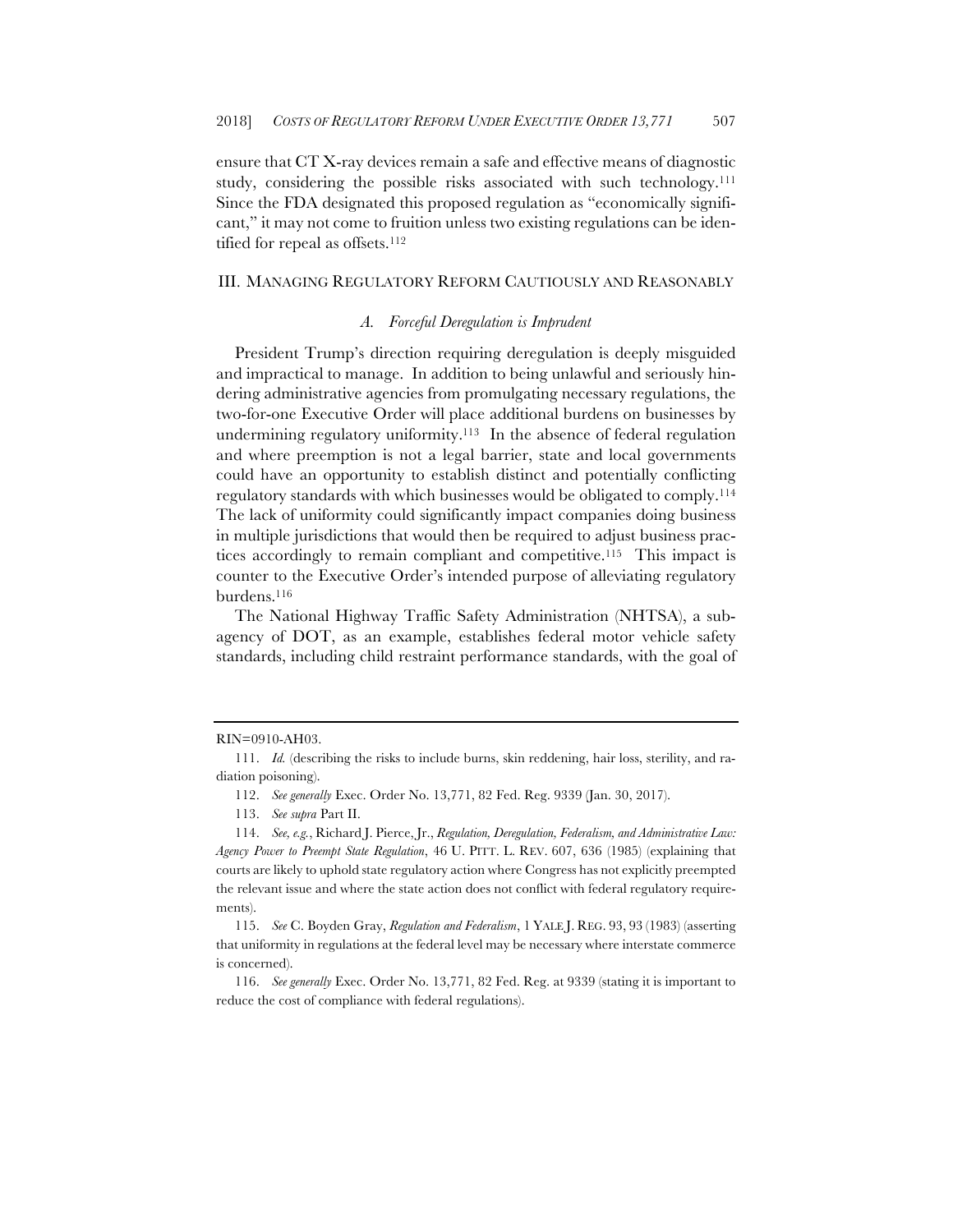ensure that CT X-ray devices remain a safe and effective means of diagnostic study, considering the possible risks associated with such technology.[111] Since the FDA designated this proposed regulation as "economically significant," it may not come to fruition unless two existing regulations can be identified for repeal as offsets.[112]

## III. Managing Regulatory Reform Cautiously and Reasonably

### *A. Forceful Deregulation is Imprudent*

President Trump's direction requiring deregulation is deeply misguided and impractical to manage. In addition to being unlawful and seriously hindering administrative agencies from promulgating necessary regulations, the two-for-one Executive Order will place additional burdens on businesses by undermining regulatory uniformity.[113] In the absence of federal regulation and where preemption is not a legal barrier, state and local governments could have an opportunity to establish distinct and potentially conflicting regulatory standards with which businesses would be obligated to comply.[114] The lack of uniformity could significantly impact companies doing business in multiple jurisdictions that would then be required to adjust business practices accordingly to remain compliant and competitive.[115] This impact is counter to the Executive Order's intended purpose of alleviating regulatory burdens.[116]

The National Highway Traffic Safety Administration (NHTSA), a subagency of DOT, as an example, establishes federal motor vehicle safety standards, including child restraint performance standards, with the goal of

---

RIN=0910-AH03.

111. *Id.* (describing the risks to include burns, skin reddening, hair loss, sterility, and radiation poisoning).

112. *See generally* Exec. Order No. 13,771, 82 Fed. Reg. 9339 (Jan. 30, 2017).

113. *See supra* Part II.

114. *See, e.g.*, Richard J. Pierce, Jr., *Regulation, Deregulation, Federalism, and Administrative Law: Agency Power to Preempt State Regulation*, 46 U. PITT. L. REV. 607, 636 (1985) (explaining that courts are likely to uphold state regulatory action where Congress has not explicitly preempted the relevant issue and where the state action does not conflict with federal regulatory requirements).

115. *See* C. Boyden Gray, *Regulation and Federalism*, 1 YALE J. REG. 93, 93 (1983) (asserting that uniformity in regulations at the federal level may be necessary where interstate commerce is concerned).

116. *See generally* Exec. Order No. 13,771, 82 Fed. Reg. at 9339 (stating it is important to reduce the cost of compliance with federal regulations).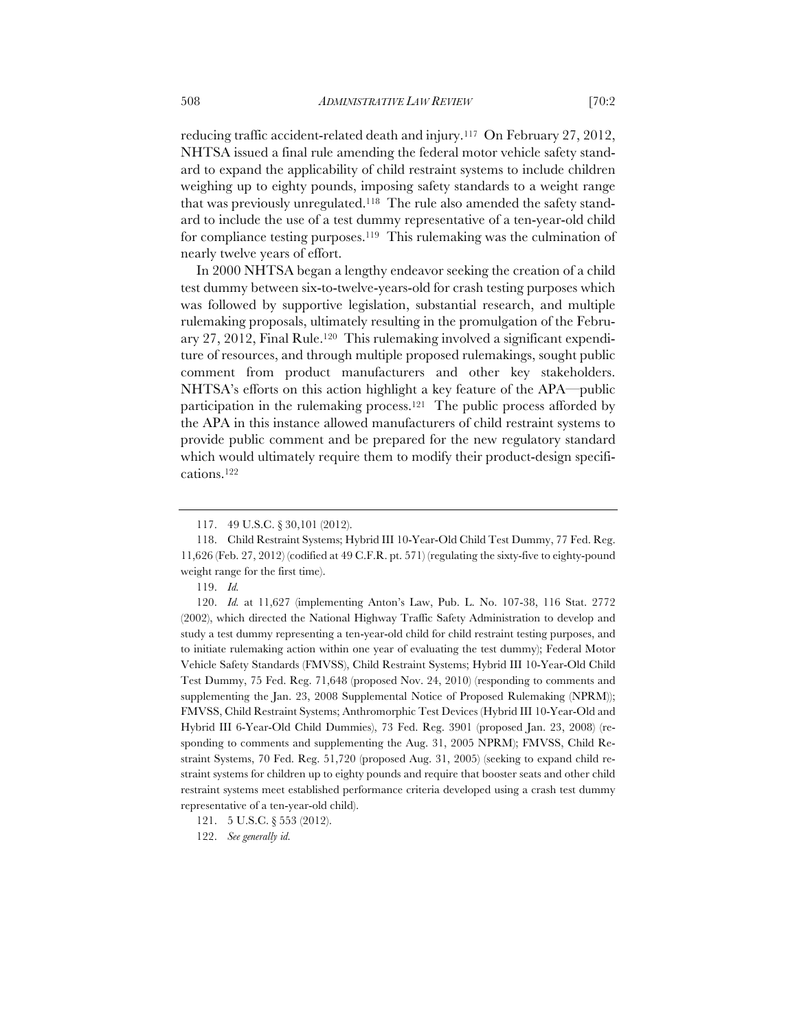reducing traffic accident-related death and injury.[117] On February 27, 2012, NHTSA issued a final rule amending the federal motor vehicle safety standard to expand the applicability of child restraint systems to include children weighing up to eighty pounds, imposing safety standards to a weight range that was previously unregulated.[118] The rule also amended the safety standard to include the use of a test dummy representative of a ten-year-old child for compliance testing purposes.[119] This rulemaking was the culmination of nearly twelve years of effort.

In 2000 NHTSA began a lengthy endeavor seeking the creation of a child test dummy between six-to-twelve-years-old for crash testing purposes which was followed by supportive legislation, substantial research, and multiple rulemaking proposals, ultimately resulting in the promulgation of the February 27, 2012, Final Rule.[120] This rulemaking involved a significant expenditure of resources, and through multiple proposed rulemakings, sought public comment from product manufacturers and other key stakeholders. NHTSA's efforts on this action highlight a key feature of the APA—public participation in the rulemaking process.[121] The public process afforded by the APA in this instance allowed manufacturers of child restraint systems to provide public comment and be prepared for the new regulatory standard which would ultimately require them to modify their product-design specifications.[122]

---

117. 49 U.S.C. § 30,101 (2012).

118. Child Restraint Systems; Hybrid III 10-Year-Old Child Test Dummy, 77 Fed. Reg. 11,626 (Feb. 27, 2012) (codified at 49 C.F.R. pt. 571) (regulating the sixty-five to eighty-pound weight range for the first time).

119. *Id.*

120. *Id.* at 11,627 (implementing Anton's Law, Pub. L. No. 107-38, 116 Stat. 2772 (2002), which directed the National Highway Traffic Safety Administration to develop and study a test dummy representing a ten-year-old child for child restraint testing purposes, and to initiate rulemaking action within one year of evaluating the test dummy); Federal Motor Vehicle Safety Standards (FMVSS), Child Restraint Systems; Hybrid III 10-Year-Old Child Test Dummy, 75 Fed. Reg. 71,648 (proposed Nov. 24, 2010) (responding to comments and supplementing the Jan. 23, 2008 Supplemental Notice of Proposed Rulemaking (NPRM)); FMVSS, Child Restraint Systems; Anthromorphic Test Devices (Hybrid III 10-Year-Old and Hybrid III 6-Year-Old Child Dummies), 73 Fed. Reg. 3901 (proposed Jan. 23, 2008) (responding to comments and supplementing the Aug. 31, 2005 NPRM); FMVSS, Child Restraint Systems, 70 Fed. Reg. 51,720 (proposed Aug. 31, 2005) (seeking to expand child restraint systems for children up to eighty pounds and require that booster seats and other child restraint systems meet established performance criteria developed using a crash test dummy representative of a ten-year-old child).

121. 5 U.S.C. § 553 (2012).

122. *See generally id.*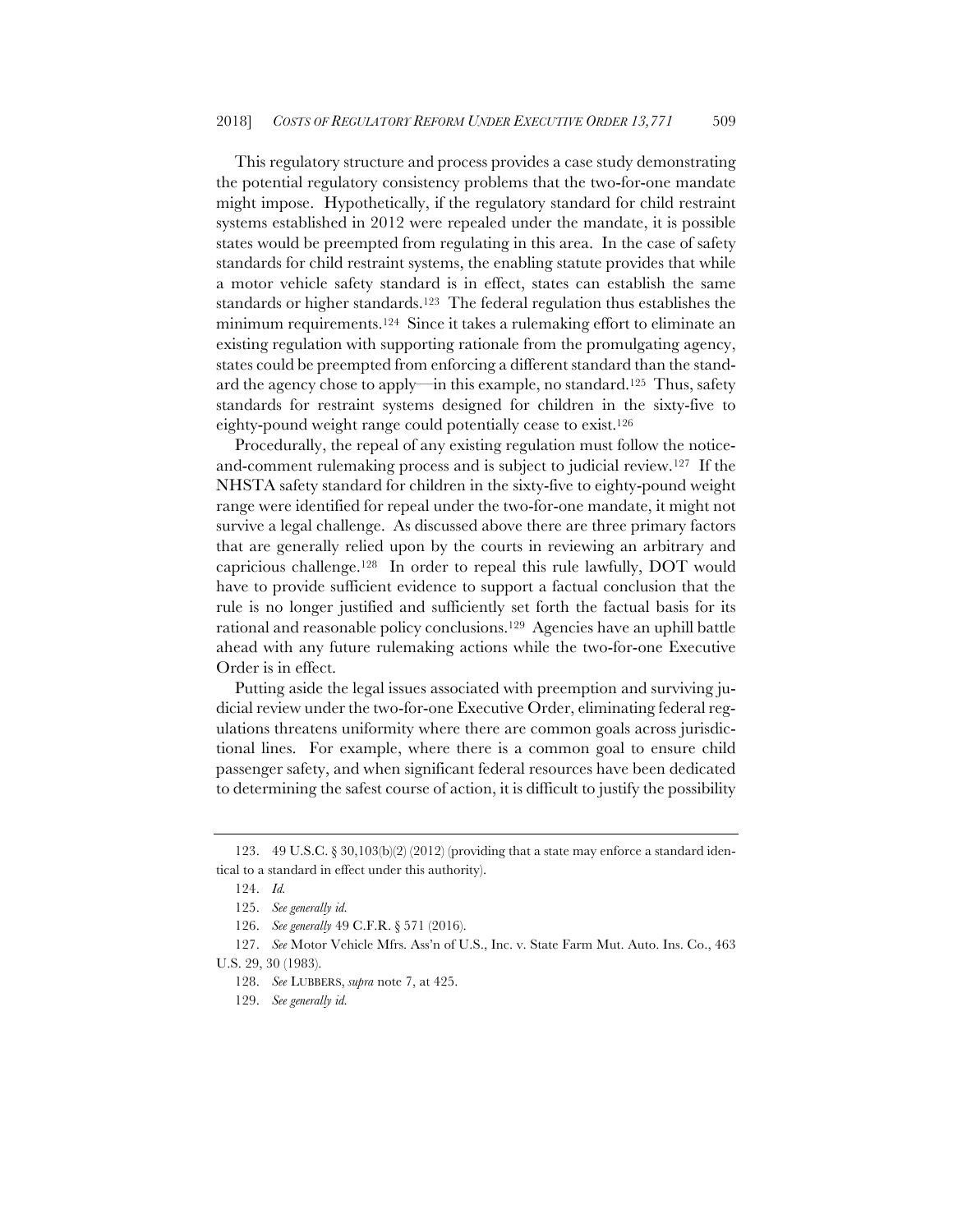This regulatory structure and process provides a case study demonstrating the potential regulatory consistency problems that the two-for-one mandate might impose. Hypothetically, if the regulatory standard for child restraint systems established in 2012 were repealed under the mandate, it is possible states would be preempted from regulating in this area. In the case of safety standards for child restraint systems, the enabling statute provides that while a motor vehicle safety standard is in effect, states can establish the same standards or higher standards.[123] The federal regulation thus establishes the minimum requirements.[124] Since it takes a rulemaking effort to eliminate an existing regulation with supporting rationale from the promulgating agency, states could be preempted from enforcing a different standard than the standard the agency chose to apply—in this example, no standard.[125] Thus, safety standards for restraint systems designed for children in the sixty-five to eighty-pound weight range could potentially cease to exist.[126]

Procedurally, the repeal of any existing regulation must follow the notice-and-comment rulemaking process and is subject to judicial review.[127] If the NHSTA safety standard for children in the sixty-five to eighty-pound weight range were identified for repeal under the two-for-one mandate, it might not survive a legal challenge. As discussed above there are three primary factors that are generally relied upon by the courts in reviewing an arbitrary and capricious challenge.[128] In order to repeal this rule lawfully, DOT would have to provide sufficient evidence to support a factual conclusion that the rule is no longer justified and sufficiently set forth the factual basis for its rational and reasonable policy conclusions.[129] Agencies have an uphill battle ahead with any future rulemaking actions while the two-for-one Executive Order is in effect.

Putting aside the legal issues associated with preemption and surviving judicial review under the two-for-one Executive Order, eliminating federal regulations threatens uniformity where there are common goals across jurisdictional lines. For example, where there is a common goal to ensure child passenger safety, and when significant federal resources have been dedicated to determining the safest course of action, it is difficult to justify the possibility

---

123. 49 U.S.C. § 30,103(b)(2) (2012) (providing that a state may enforce a standard identical to a standard in effect under this authority).

124. *Id.*

125. *See generally id.*

126. *See generally* 49 C.F.R. § 571 (2016).

127. *See* Motor Vehicle Mfrs. Ass'n of U.S., Inc. v. State Farm Mut. Auto. Ins. Co., 463 U.S. 29, 30 (1983).

128. *See* LUBBERS, *supra* note 7, at 425.

129. *See generally id.*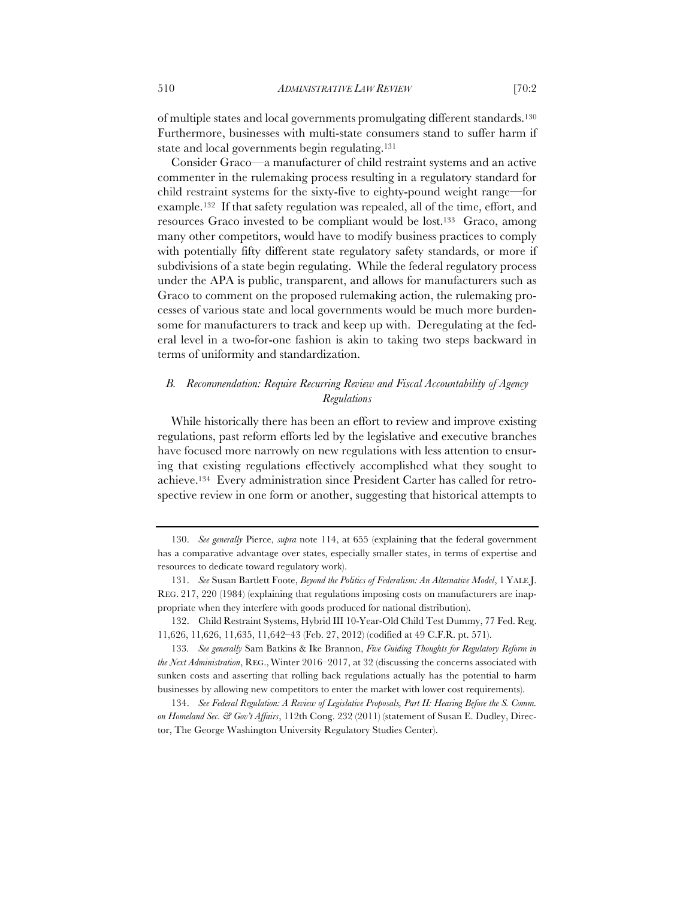of multiple states and local governments promulgating different standards.[130] Furthermore, businesses with multi-state consumers stand to suffer harm if state and local governments begin regulating.[131]

Consider Graco—a manufacturer of child restraint systems and an active commenter in the rulemaking process resulting in a regulatory standard for child restraint systems for the sixty-five to eighty-pound weight range—for example.[132] If that safety regulation was repealed, all of the time, effort, and resources Graco invested to be compliant would be lost.[133] Graco, among many other competitors, would have to modify business practices to comply with potentially fifty different state regulatory safety standards, or more if subdivisions of a state begin regulating. While the federal regulatory process under the APA is public, transparent, and allows for manufacturers such as Graco to comment on the proposed rulemaking action, the rulemaking processes of various state and local governments would be much more burdensome for manufacturers to track and keep up with. Deregulating at the federal level in a two-for-one fashion is akin to taking two steps backward in terms of uniformity and standardization.

### *B. Recommendation: Require Recurring Review and Fiscal Accountability of Agency Regulations*

While historically there has been an effort to review and improve existing regulations, past reform efforts led by the legislative and executive branches have focused more narrowly on new regulations with less attention to ensuring that existing regulations effectively accomplished what they sought to achieve.[134] Every administration since President Carter has called for retrospective review in one form or another, suggesting that historical attempts to

---

130. *See generally* Pierce, *supra* note 114, at 655 (explaining that the federal government has a comparative advantage over states, especially smaller states, in terms of expertise and resources to dedicate toward regulatory work).

131. *See* Susan Bartlett Foote, *Beyond the Politics of Federalism: An Alternative Model*, 1 YALE J. REG. 217, 220 (1984) (explaining that regulations imposing costs on manufacturers are inappropriate when they interfere with goods produced for national distribution).

132. Child Restraint Systems, Hybrid III 10-Year-Old Child Test Dummy, 77 Fed. Reg. 11,626, 11,626, 11,635, 11,642–43 (Feb. 27, 2012) (codified at 49 C.F.R. pt. 571).

133. *See generally* Sam Batkins & Ike Brannon, *Five Guiding Thoughts for Regulatory Reform in the Next Administration*, REG., Winter 2016–2017, at 32 (discussing the concerns associated with sunken costs and asserting that rolling back regulations actually has the potential to harm businesses by allowing new competitors to enter the market with lower cost requirements).

134. *See Federal Regulation: A Review of Legislative Proposals, Part II: Hearing Before the S. Comm. on Homeland Sec. & Gov't Affairs*, 112th Cong. 232 (2011) (statement of Susan E. Dudley, Director, The George Washington University Regulatory Studies Center).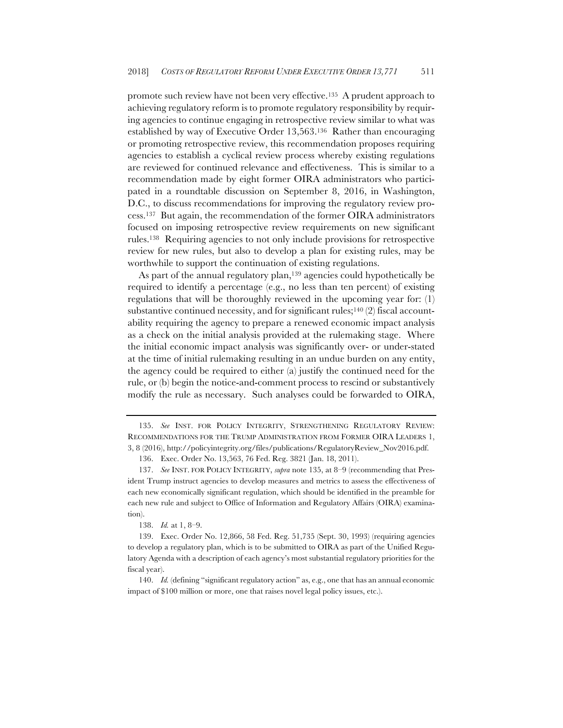promote such review have not been very effective.[135] A prudent approach to achieving regulatory reform is to promote regulatory responsibility by requiring agencies to continue engaging in retrospective review similar to what was established by way of Executive Order 13,563.[136] Rather than encouraging or promoting retrospective review, this recommendation proposes requiring agencies to establish a cyclical review process whereby existing regulations are reviewed for continued relevance and effectiveness. This is similar to a recommendation made by eight former OIRA administrators who participated in a roundtable discussion on September 8, 2016, in Washington, D.C., to discuss recommendations for improving the regulatory review process.[137] But again, the recommendation of the former OIRA administrators focused on imposing retrospective review requirements on new significant rules.[138] Requiring agencies to not only include provisions for retrospective review for new rules, but also to develop a plan for existing rules, may be worthwhile to support the continuation of existing regulations.

As part of the annual regulatory plan,[139] agencies could hypothetically be required to identify a percentage (e.g., no less than ten percent) of existing regulations that will be thoroughly reviewed in the upcoming year for: (1) substantive continued necessity, and for significant rules;[140] (2) fiscal accountability requiring the agency to prepare a renewed economic impact analysis as a check on the initial analysis provided at the rulemaking stage. Where the initial economic impact analysis was significantly over- or under-stated at the time of initial rulemaking resulting in an undue burden on any entity, the agency could be required to either (a) justify the continued need for the rule, or (b) begin the notice-and-comment process to rescind or substantively modify the rule as necessary. Such analyses could be forwarded to OIRA,

---

135. *See* INST. FOR POLICY INTEGRITY, STRENGTHENING REGULATORY REVIEW: RECOMMENDATIONS FOR THE TRUMP ADMINISTRATION FROM FORMER OIRA LEADERS 1, 3, 8 (2016), http://policyintegrity.org/files/publications/RegulatoryReview_Nov2016.pdf.

136. Exec. Order No. 13,563, 76 Fed. Reg. 3821 (Jan. 18, 2011).

137. *See* INST. FOR POLICY INTEGRITY, *supra* note 135, at 8–9 (recommending that President Trump instruct agencies to develop measures and metrics to assess the effectiveness of each new economically significant regulation, which should be identified in the preamble for each new rule and subject to Office of Information and Regulatory Affairs (OIRA) examination).

138. *Id.* at 1, 8–9.

139. Exec. Order No. 12,866, 58 Fed. Reg. 51,735 (Sept. 30, 1993) (requiring agencies to develop a regulatory plan, which is to be submitted to OIRA as part of the Unified Regulatory Agenda with a description of each agency's most substantial regulatory priorities for the fiscal year).

140. *Id.* (defining "significant regulatory action" as, e.g., one that has an annual economic impact of $100 million or more, one that raises novel legal policy issues, etc.).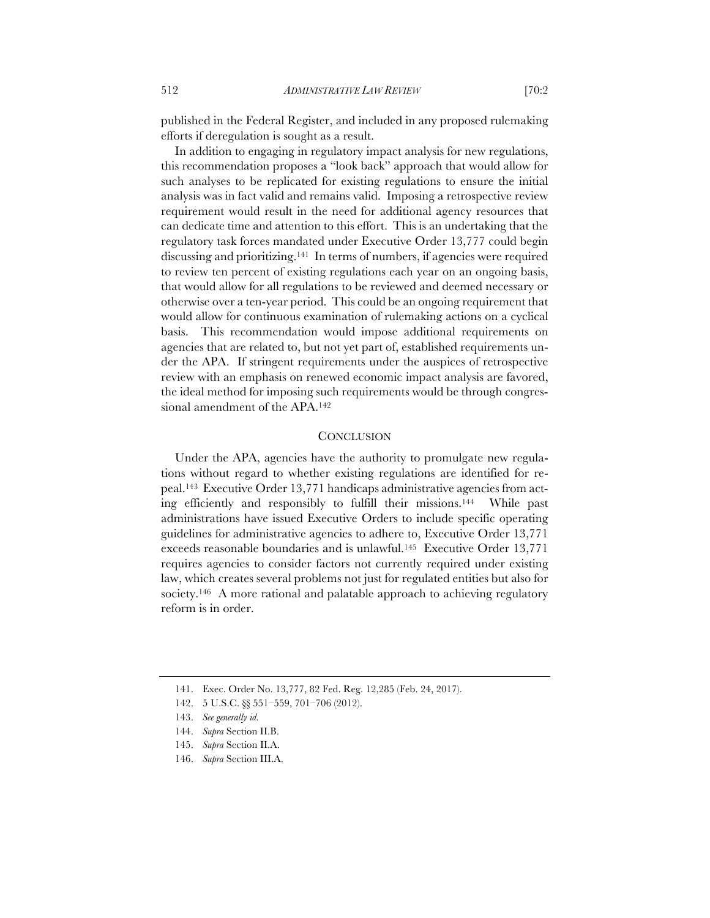published in the Federal Register, and included in any proposed rulemaking efforts if deregulation is sought as a result.

In addition to engaging in regulatory impact analysis for new regulations, this recommendation proposes a "look back" approach that would allow for such analyses to be replicated for existing regulations to ensure the initial analysis was in fact valid and remains valid. Imposing a retrospective review requirement would result in the need for additional agency resources that can dedicate time and attention to this effort. This is an undertaking that the regulatory task forces mandated under Executive Order 13,777 could begin discussing and prioritizing.[141] In terms of numbers, if agencies were required to review ten percent of existing regulations each year on an ongoing basis, that would allow for all regulations to be reviewed and deemed necessary or otherwise over a ten-year period. This could be an ongoing requirement that would allow for continuous examination of rulemaking actions on a cyclical basis. This recommendation would impose additional requirements on agencies that are related to, but not yet part of, established requirements under the APA. If stringent requirements under the auspices of retrospective review with an emphasis on renewed economic impact analysis are favored, the ideal method for imposing such requirements would be through congressional amendment of the APA.[142]

## CONCLUSION

Under the APA, agencies have the authority to promulgate new regulations without regard to whether existing regulations are identified for repeal.[143] Executive Order 13,771 handicaps administrative agencies from acting efficiently and responsibly to fulfill their missions.[144] While past administrations have issued Executive Orders to include specific operating guidelines for administrative agencies to adhere to, Executive Order 13,771 exceeds reasonable boundaries and is unlawful.[145] Executive Order 13,771 requires agencies to consider factors not currently required under existing law, which creates several problems not just for regulated entities but also for society.[146] A more rational and palatable approach to achieving regulatory reform is in order.

---

141. Exec. Order No. 13,777, 82 Fed. Reg. 12,285 (Feb. 24, 2017).

142. 5 U.S.C. §§ 551–559, 701–706 (2012).

143. *See generally id.*

144. *Supra* Section II.B.

145. *Supra* Section II.A.

146. *Supra* Section III.A.